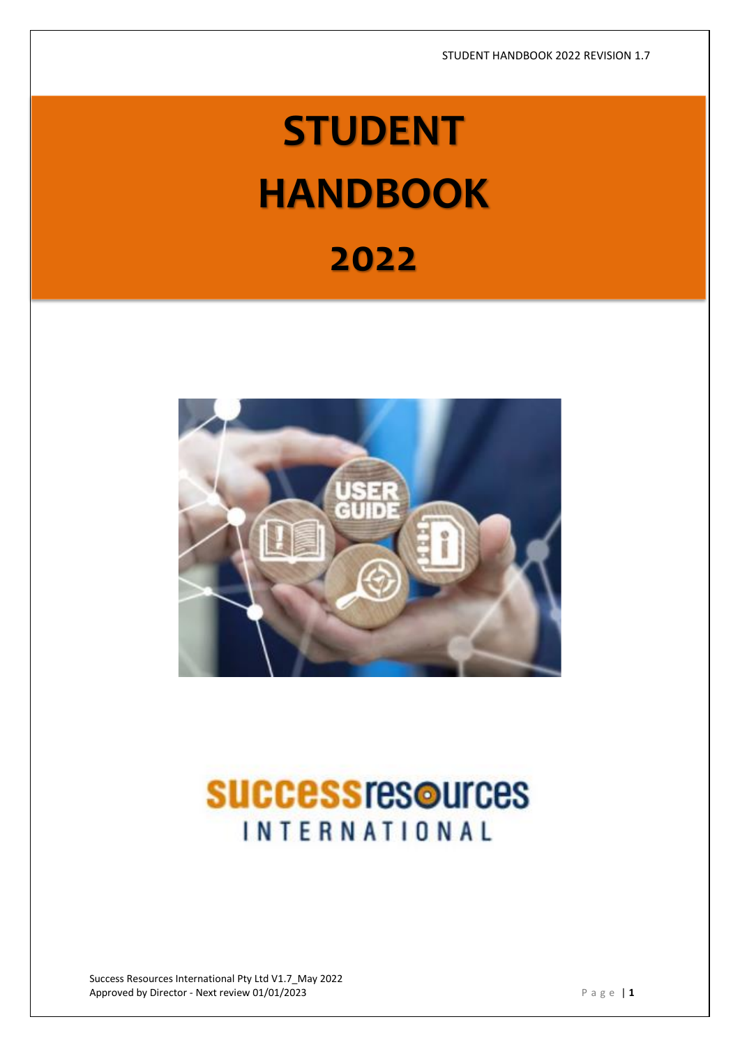# STUDENT HANDBOOK 2022

successresources INTERNATIONAL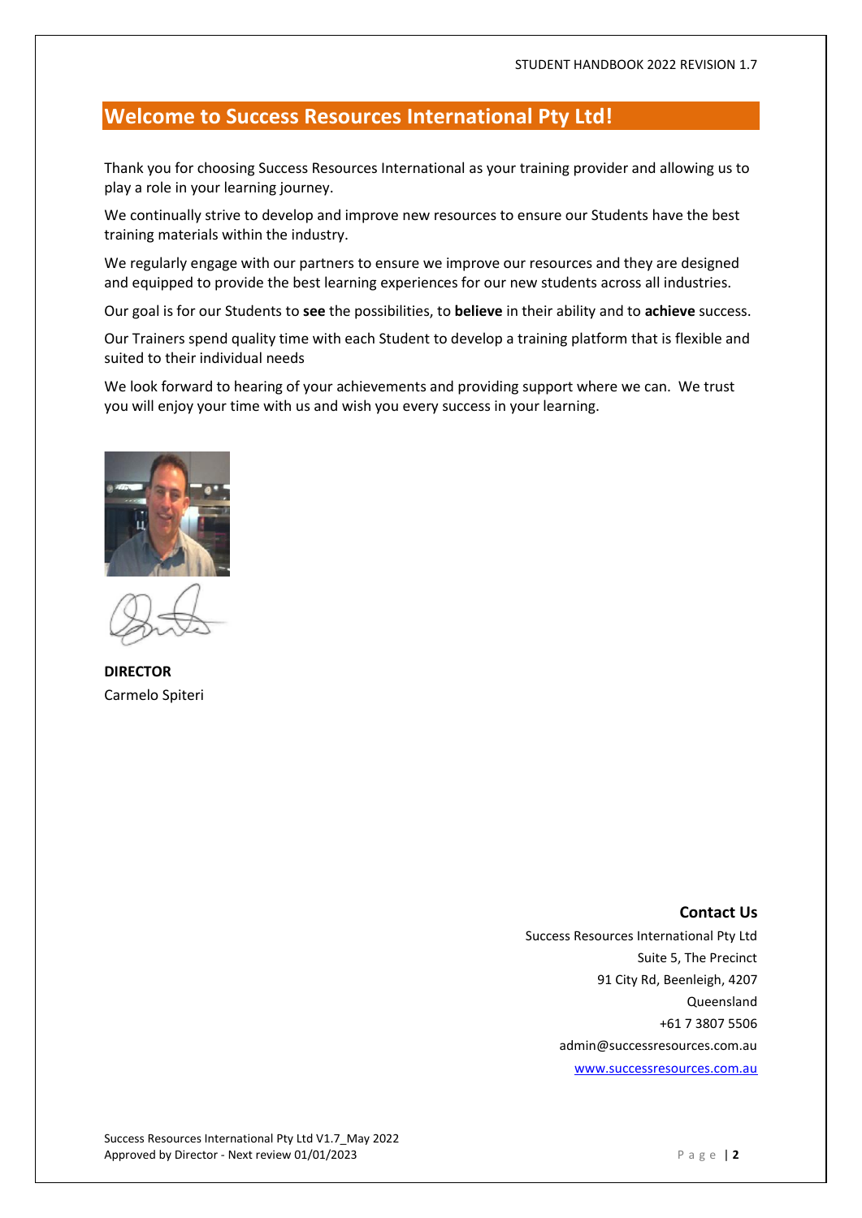## Welcome to Success Resources International Pty Ltd!

Thank you for choosing Success Resources International as your training provider and allowing us to play a role in your learning journey.

We continually strive to develop and improve new resources to ensure our Students have the best training materials within the industry.

We regularly engage with our partners to ensure we improve our resources and they are designed and equipped to provide the best learning experiences for our new students across all industries.

Our goal is for our Students to **see** the possibilities, to **believe** in their ability and to **achieve** success.

Our Trainers spend quality time with each Student to develop a training platform that is flexible and suited to their individual needs

We look forward to hearing of your achievements and providing support where we can. We trust you will enjoy your time with us and wish you every success in your learning.

**DIRECTOR**
Carmelo Spiteri

**Contact Us**

Success Resources International Pty Ltd
Suite 5, The Precinct
91 City Rd, Beenleigh, 4207
Queensland
+61 7 3807 5506
admin@successresources.com.au
www.successresources.com.au

Success Resources International Pty Ltd V1.7_May 2022
Approved by Director - Next review 01/01/2023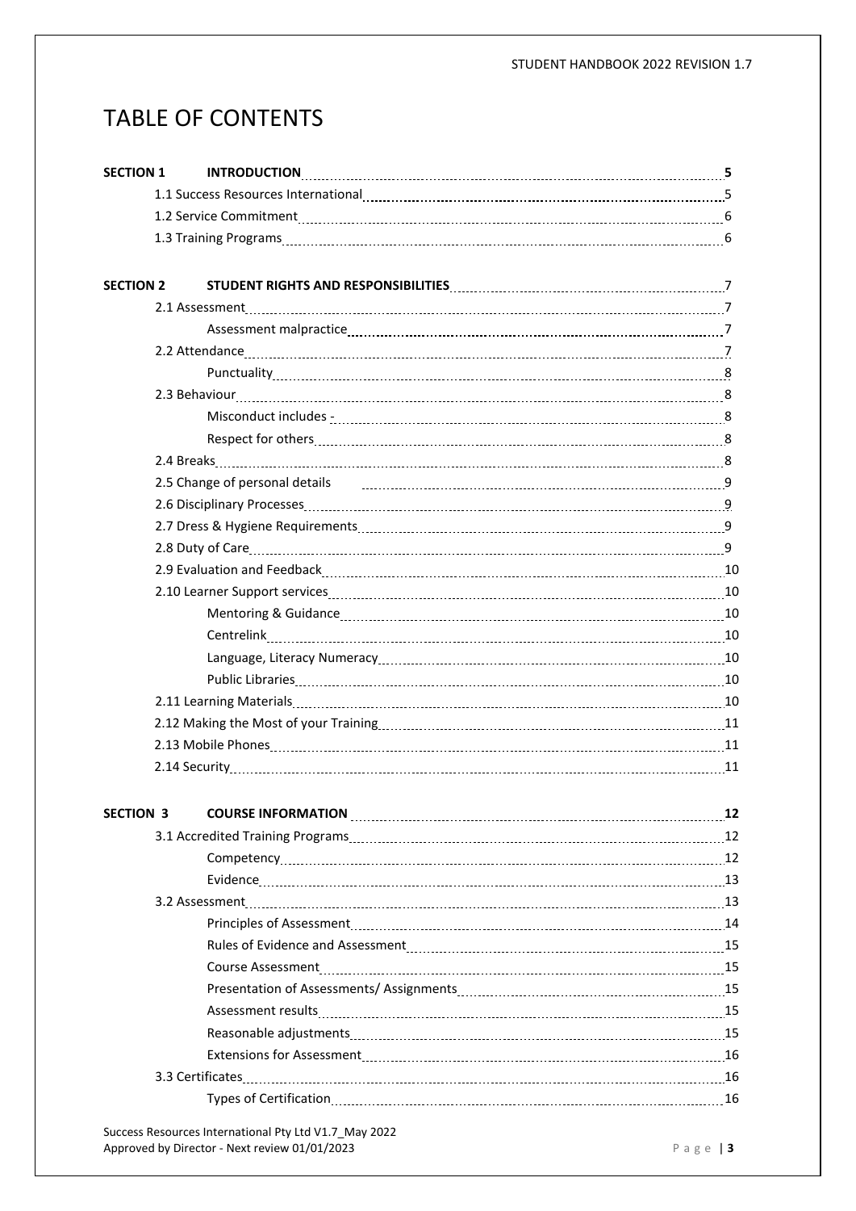# TABLE OF CONTENTS

| | | |
|---|---|---|
| **SECTION 1** | **INTRODUCTION** | **5** |
| | 1.1 Success Resources International | 5 |
| | 1.2 Service Commitment | 6 |
| | 1.3 Training Programs | 6 |
| **SECTION 2** | **STUDENT RIGHTS AND RESPONSIBILITIES** | 7 |
| | 2.1 Assessment | 7 |
| | Assessment malpractice | 7 |
| | 2.2 Attendance | 7 |
| | Punctuality | 8 |
| | 2.3 Behaviour | 8 |
| | Misconduct includes - | 8 |
| | Respect for others | 8 |
| | 2.4 Breaks | 8 |
| | 2.5 Change of personal details | 9 |
| | 2.6 Disciplinary Processes | 9 |
| | 2.7 Dress & Hygiene Requirements | 9 |
| | 2.8 Duty of Care | 9 |
| | 2.9 Evaluation and Feedback | 10 |
| | 2.10 Learner Support services | 10 |
| | Mentoring & Guidance | 10 |
| | Centrelink | 10 |
| | Language, Literacy Numeracy | 10 |
| | Public Libraries | 10 |
| | 2.11 Learning Materials | 10 |
| | 2.12 Making the Most of your Training | 11 |
| | 2.13 Mobile Phones | 11 |
| | 2.14 Security | 11 |
| **SECTION 3** | **COURSE INFORMATION** | **12** |
| | 3.1 Accredited Training Programs | 12 |
| | Competency | 12 |
| | Evidence | 13 |
| | 3.2 Assessment | 13 |
| | Principles of Assessment | 14 |
| | Rules of Evidence and Assessment | 15 |
| | Course Assessment | 15 |
| | Presentation of Assessments/ Assignments | 15 |
| | Assessment results | 15 |
| | Reasonable adjustments | 15 |
| | Extensions for Assessment | 16 |
| | 3.3 Certificates | 16 |
| | Types of Certification | 16 |

Success Resources International Pty Ltd V1.7_May 2022
Approved by Director - Next review 01/01/2023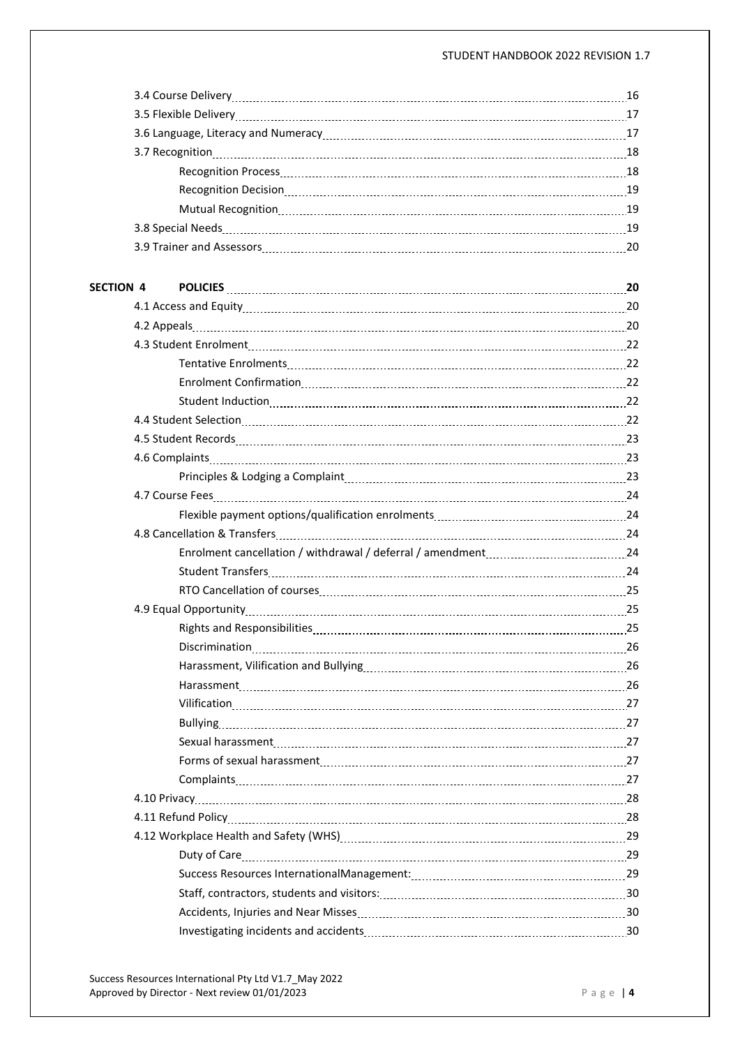3.4 Course Delivery 16
3.5 Flexible Delivery 17
3.6 Language, Literacy and Numeracy 17
3.7 Recognition 18
- Recognition Process 18
- Recognition Decision 19
- Mutual Recognition 19

3.8 Special Needs 19
3.9 Trainer and Assessors 20

**SECTION 4 POLICIES 20**

4.1 Access and Equity 20
4.2 Appeals 20
4.3 Student Enrolment 22
- Tentative Enrolments 22
- Enrolment Confirmation 22
- Student Induction 22

4.4 Student Selection 22
4.5 Student Records 23
4.6 Complaints 23
- Principles & Lodging a Complaint 23

4.7 Course Fees 24
- Flexible payment options/qualification enrolments 24

4.8 Cancellation & Transfers 24
- Enrolment cancellation / withdrawal / deferral / amendment 24
- Student Transfers 24
- RTO Cancellation of courses 25

4.9 Equal Opportunity 25
- Rights and Responsibilities 25
- Discrimination 26
- Harassment, Vilification and Bullying 26
- Harassment 26
- Vilification 27
- Bullying 27
- Sexual harassment 27
- Forms of sexual harassment 27
- Complaints 27

4.10 Privacy 28
4.11 Refund Policy 28
4.12 Workplace Health and Safety (WHS) 29
- Duty of Care 29
- Success Resources InternationalManagement: 29
- Staff, contractors, students and visitors: 30
- Accidents, Injuries and Near Misses 30
- Investigating incidents and accidents 30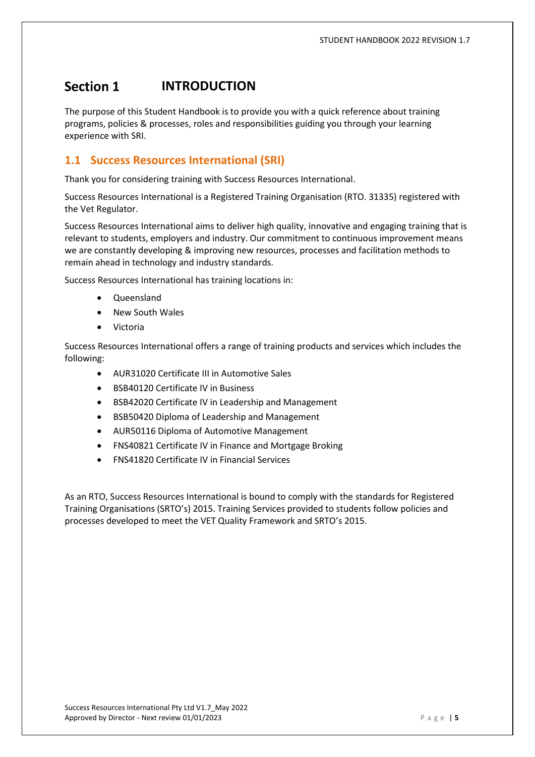# Section 1 INTRODUCTION

The purpose of this Student Handbook is to provide you with a quick reference about training programs, policies & processes, roles and responsibilities guiding you through your learning experience with SRI.

## 1.1 Success Resources International (SRI)

Thank you for considering training with Success Resources International.

Success Resources International is a Registered Training Organisation (RTO. 31335) registered with the Vet Regulator.

Success Resources International aims to deliver high quality, innovative and engaging training that is relevant to students, employers and industry. Our commitment to continuous improvement means we are constantly developing & improving new resources, processes and facilitation methods to remain ahead in technology and industry standards.

Success Resources International has training locations in:

- Queensland
- New South Wales
- Victoria

Success Resources International offers a range of training products and services which includes the following:

- AUR31020 Certificate III in Automotive Sales
- BSB40120 Certificate IV in Business
- BSB42020 Certificate IV in Leadership and Management
- BSB50420 Diploma of Leadership and Management
- AUR50116 Diploma of Automotive Management
- FNS40821 Certificate IV in Finance and Mortgage Broking
- FNS41820 Certificate IV in Financial Services

As an RTO, Success Resources International is bound to comply with the standards for Registered Training Organisations (SRTO's) 2015. Training Services provided to students follow policies and processes developed to meet the VET Quality Framework and SRTO's 2015.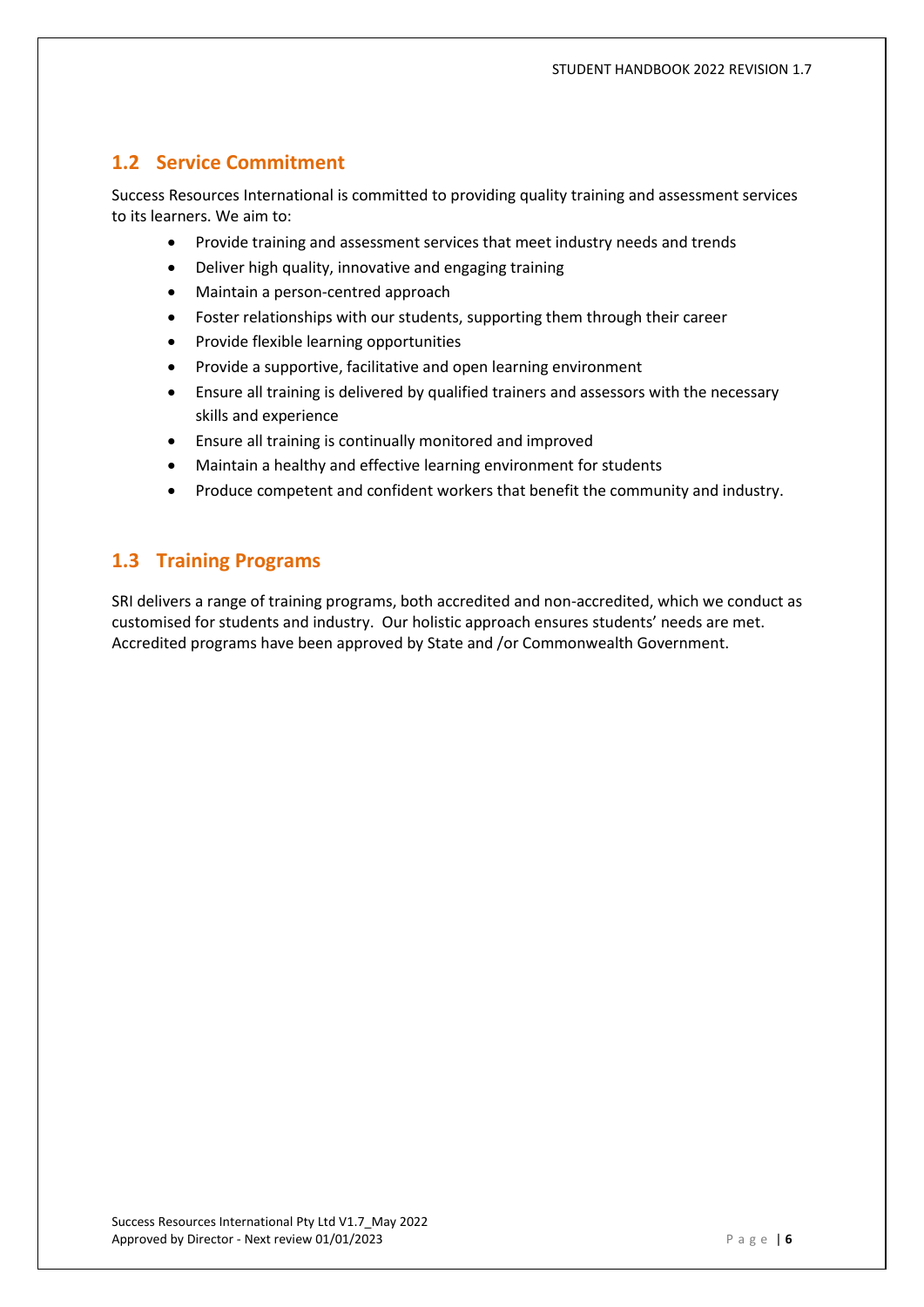## 1.2 Service Commitment

Success Resources International is committed to providing quality training and assessment services to its learners. We aim to:

- Provide training and assessment services that meet industry needs and trends
- Deliver high quality, innovative and engaging training
- Maintain a person-centred approach
- Foster relationships with our students, supporting them through their career
- Provide flexible learning opportunities
- Provide a supportive, facilitative and open learning environment
- Ensure all training is delivered by qualified trainers and assessors with the necessary skills and experience
- Ensure all training is continually monitored and improved
- Maintain a healthy and effective learning environment for students
- Produce competent and confident workers that benefit the community and industry.

## 1.3 Training Programs

SRI delivers a range of training programs, both accredited and non-accredited, which we conduct as customised for students and industry. Our holistic approach ensures students' needs are met. Accredited programs have been approved by State and /or Commonwealth Government.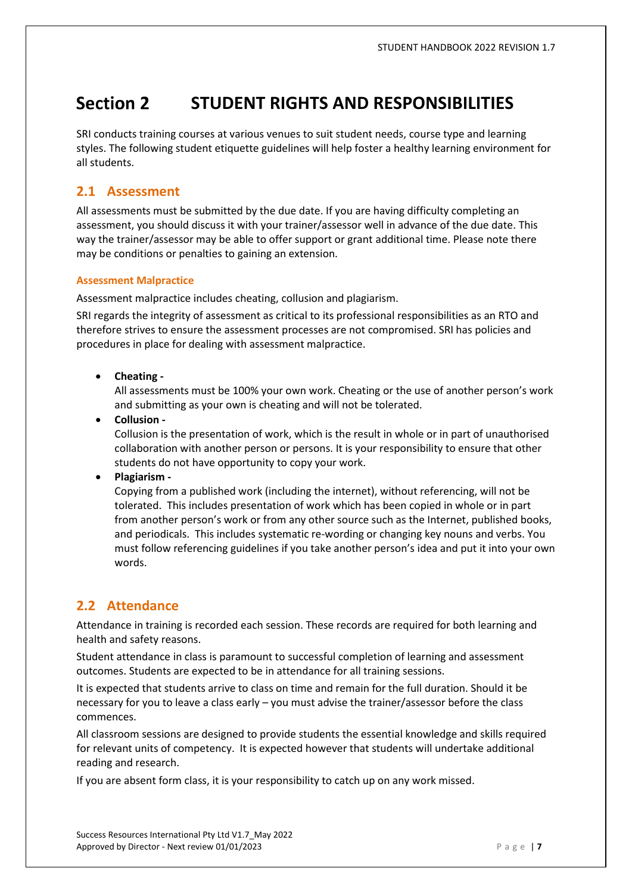# Section 2 STUDENT RIGHTS AND RESPONSIBILITIES

SRI conducts training courses at various venues to suit student needs, course type and learning styles. The following student etiquette guidelines will help foster a healthy learning environment for all students.

## 2.1 Assessment

All assessments must be submitted by the due date. If you are having difficulty completing an assessment, you should discuss it with your trainer/assessor well in advance of the due date. This way the trainer/assessor may be able to offer support or grant additional time. Please note there may be conditions or penalties to gaining an extension.

### Assessment Malpractice

Assessment malpractice includes cheating, collusion and plagiarism.

SRI regards the integrity of assessment as critical to its professional responsibilities as an RTO and therefore strives to ensure the assessment processes are not compromised. SRI has policies and procedures in place for dealing with assessment malpractice.

- **Cheating -**
  All assessments must be 100% your own work. Cheating or the use of another person's work and submitting as your own is cheating and will not be tolerated.
- **Collusion -**
  Collusion is the presentation of work, which is the result in whole or in part of unauthorised collaboration with another person or persons. It is your responsibility to ensure that other students do not have opportunity to copy your work.
- **Plagiarism -**
  Copying from a published work (including the internet), without referencing, will not be tolerated. This includes presentation of work which has been copied in whole or in part from another person's work or from any other source such as the Internet, published books, and periodicals. This includes systematic re-wording or changing key nouns and verbs. You must follow referencing guidelines if you take another person's idea and put it into your own words.

## 2.2 Attendance

Attendance in training is recorded each session. These records are required for both learning and health and safety reasons.

Student attendance in class is paramount to successful completion of learning and assessment outcomes. Students are expected to be in attendance for all training sessions.

It is expected that students arrive to class on time and remain for the full duration. Should it be necessary for you to leave a class early – you must advise the trainer/assessor before the class commences.

All classroom sessions are designed to provide students the essential knowledge and skills required for relevant units of competency. It is expected however that students will undertake additional reading and research.

If you are absent form class, it is your responsibility to catch up on any work missed.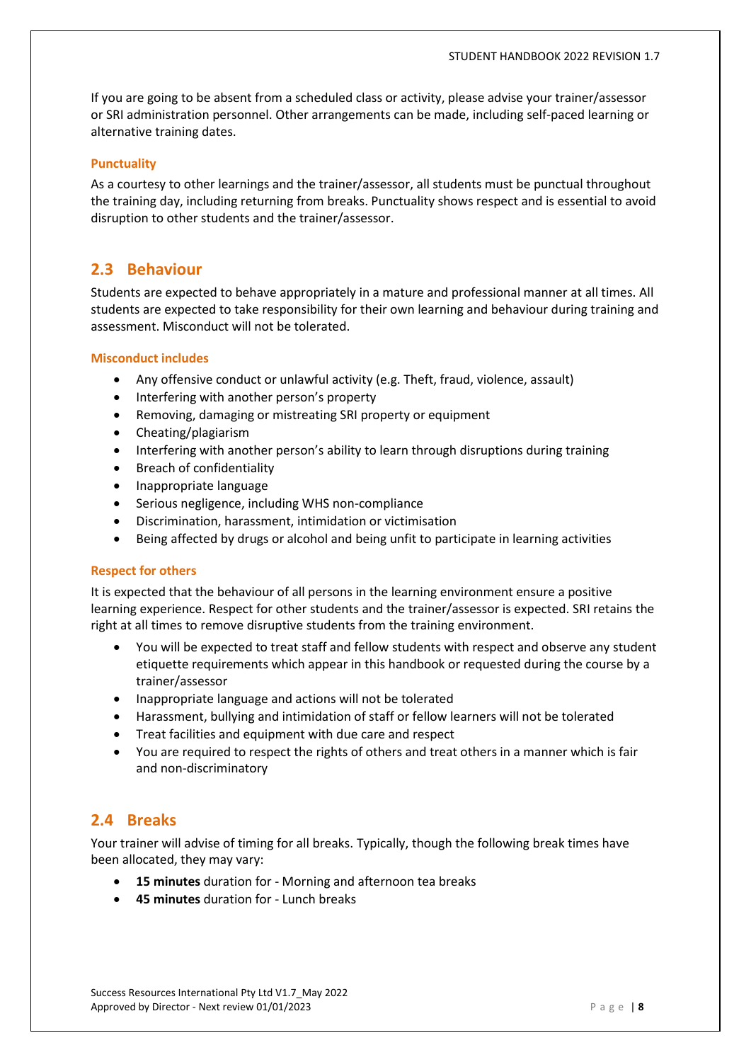If you are going to be absent from a scheduled class or activity, please advise your trainer/assessor or SRI administration personnel. Other arrangements can be made, including self-paced learning or alternative training dates.

### Punctuality

As a courtesy to other learnings and the trainer/assessor, all students must be punctual throughout the training day, including returning from breaks. Punctuality shows respect and is essential to avoid disruption to other students and the trainer/assessor.

## 2.3 Behaviour

Students are expected to behave appropriately in a mature and professional manner at all times. All students are expected to take responsibility for their own learning and behaviour during training and assessment. Misconduct will not be tolerated.

### Misconduct includes

- Any offensive conduct or unlawful activity (e.g. Theft, fraud, violence, assault)
- Interfering with another person's property
- Removing, damaging or mistreating SRI property or equipment
- Cheating/plagiarism
- Interfering with another person's ability to learn through disruptions during training
- Breach of confidentiality
- Inappropriate language
- Serious negligence, including WHS non-compliance
- Discrimination, harassment, intimidation or victimisation
- Being affected by drugs or alcohol and being unfit to participate in learning activities

### Respect for others

It is expected that the behaviour of all persons in the learning environment ensure a positive learning experience. Respect for other students and the trainer/assessor is expected. SRI retains the right at all times to remove disruptive students from the training environment.

- You will be expected to treat staff and fellow students with respect and observe any student etiquette requirements which appear in this handbook or requested during the course by a trainer/assessor
- Inappropriate language and actions will not be tolerated
- Harassment, bullying and intimidation of staff or fellow learners will not be tolerated
- Treat facilities and equipment with due care and respect
- You are required to respect the rights of others and treat others in a manner which is fair and non-discriminatory

## 2.4 Breaks

Your trainer will advise of timing for all breaks. Typically, though the following break times have been allocated, they may vary:

- **15 minutes** duration for - Morning and afternoon tea breaks
- **45 minutes** duration for - Lunch breaks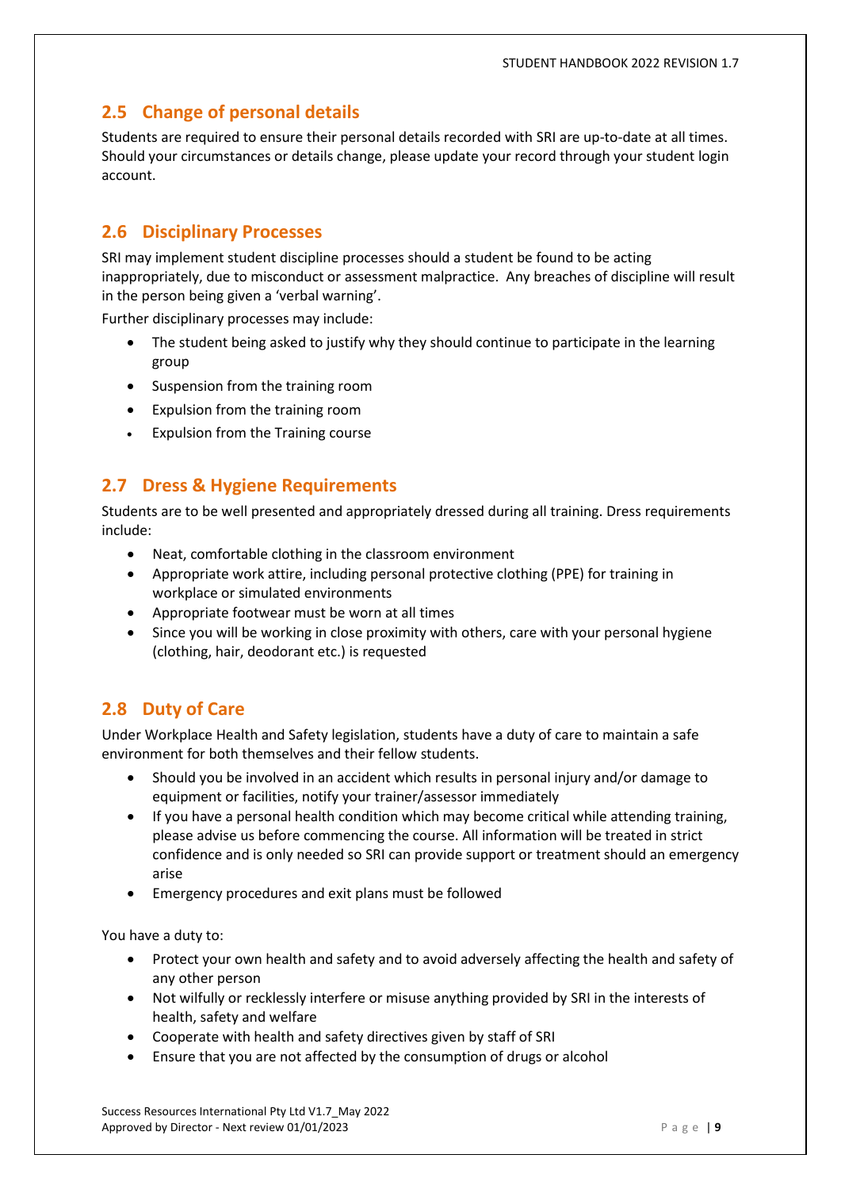## 2.5 Change of personal details

Students are required to ensure their personal details recorded with SRI are up-to-date at all times. Should your circumstances or details change, please update your record through your student login account.

## 2.6 Disciplinary Processes

SRI may implement student discipline processes should a student be found to be acting inappropriately, due to misconduct or assessment malpractice. Any breaches of discipline will result in the person being given a 'verbal warning'.

Further disciplinary processes may include:

- The student being asked to justify why they should continue to participate in the learning group
- Suspension from the training room
- Expulsion from the training room
- Expulsion from the Training course

## 2.7 Dress & Hygiene Requirements

Students are to be well presented and appropriately dressed during all training. Dress requirements include:

- Neat, comfortable clothing in the classroom environment
- Appropriate work attire, including personal protective clothing (PPE) for training in workplace or simulated environments
- Appropriate footwear must be worn at all times
- Since you will be working in close proximity with others, care with your personal hygiene (clothing, hair, deodorant etc.) is requested

## 2.8 Duty of Care

Under Workplace Health and Safety legislation, students have a duty of care to maintain a safe environment for both themselves and their fellow students.

- Should you be involved in an accident which results in personal injury and/or damage to equipment or facilities, notify your trainer/assessor immediately
- If you have a personal health condition which may become critical while attending training, please advise us before commencing the course. All information will be treated in strict confidence and is only needed so SRI can provide support or treatment should an emergency arise
- Emergency procedures and exit plans must be followed

You have a duty to:

- Protect your own health and safety and to avoid adversely affecting the health and safety of any other person
- Not wilfully or recklessly interfere or misuse anything provided by SRI in the interests of health, safety and welfare
- Cooperate with health and safety directives given by staff of SRI
- Ensure that you are not affected by the consumption of drugs or alcohol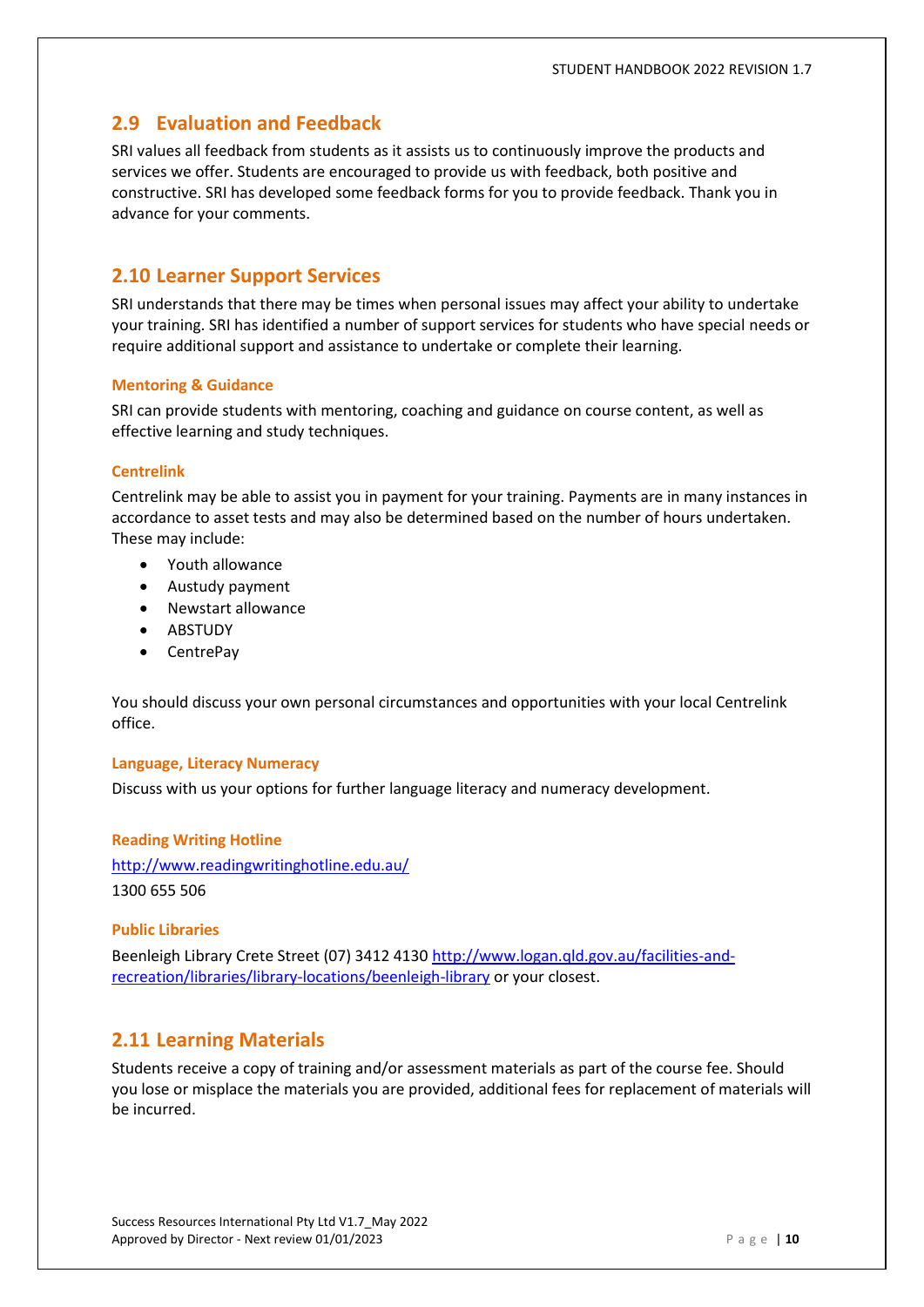## 2.9 Evaluation and Feedback

SRI values all feedback from students as it assists us to continuously improve the products and services we offer. Students are encouraged to provide us with feedback, both positive and constructive. SRI has developed some feedback forms for you to provide feedback. Thank you in advance for your comments.

## 2.10 Learner Support Services

SRI understands that there may be times when personal issues may affect your ability to undertake your training. SRI has identified a number of support services for students who have special needs or require additional support and assistance to undertake or complete their learning.

### Mentoring & Guidance

SRI can provide students with mentoring, coaching and guidance on course content, as well as effective learning and study techniques.

### Centrelink

Centrelink may be able to assist you in payment for your training. Payments are in many instances in accordance to asset tests and may also be determined based on the number of hours undertaken. These may include:

- Youth allowance
- Austudy payment
- Newstart allowance
- ABSTUDY
- CentrePay

You should discuss your own personal circumstances and opportunities with your local Centrelink office.

### Language, Literacy Numeracy

Discuss with us your options for further language literacy and numeracy development.

### Reading Writing Hotline

http://www.readingwritinghotline.edu.au/

1300 655 506

### Public Libraries

Beenleigh Library Crete Street (07) 3412 4130 http://www.logan.qld.gov.au/facilities-and-recreation/libraries/library-locations/beenleigh-library or your closest.

## 2.11 Learning Materials

Students receive a copy of training and/or assessment materials as part of the course fee. Should you lose or misplace the materials you are provided, additional fees for replacement of materials will be incurred.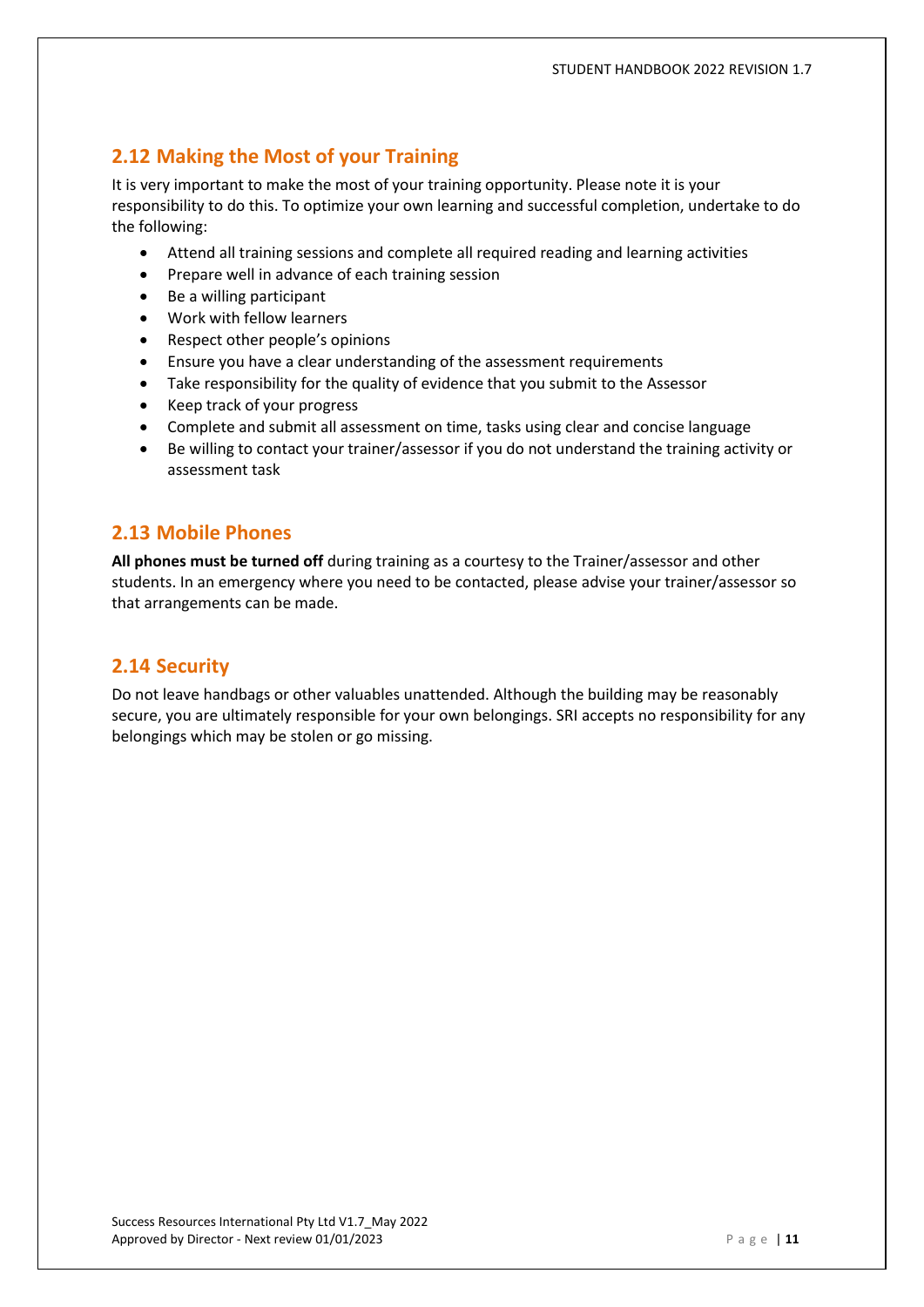## 2.12 Making the Most of your Training

It is very important to make the most of your training opportunity. Please note it is your responsibility to do this. To optimize your own learning and successful completion, undertake to do the following:

- Attend all training sessions and complete all required reading and learning activities
- Prepare well in advance of each training session
- Be a willing participant
- Work with fellow learners
- Respect other people's opinions
- Ensure you have a clear understanding of the assessment requirements
- Take responsibility for the quality of evidence that you submit to the Assessor
- Keep track of your progress
- Complete and submit all assessment on time, tasks using clear and concise language
- Be willing to contact your trainer/assessor if you do not understand the training activity or assessment task

## 2.13 Mobile Phones

**All phones must be turned off** during training as a courtesy to the Trainer/assessor and other students. In an emergency where you need to be contacted, please advise your trainer/assessor so that arrangements can be made.

## 2.14 Security

Do not leave handbags or other valuables unattended. Although the building may be reasonably secure, you are ultimately responsible for your own belongings. SRI accepts no responsibility for any belongings which may be stolen or go missing.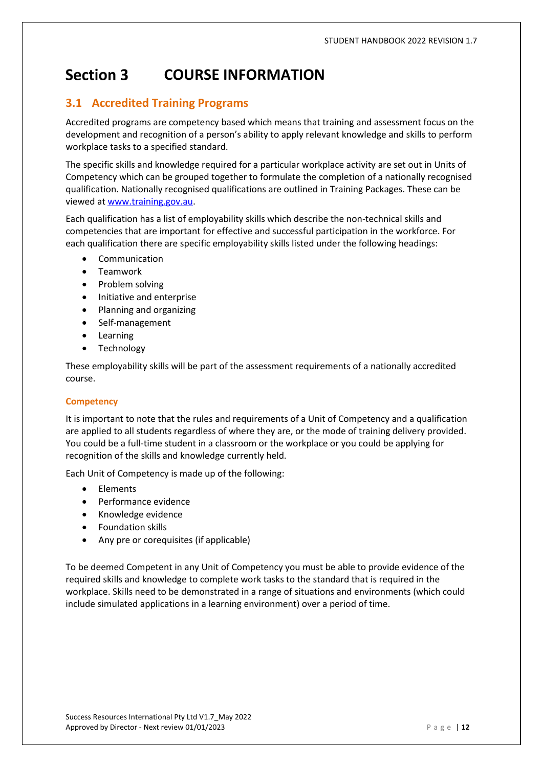# Section 3 COURSE INFORMATION

## 3.1 Accredited Training Programs

Accredited programs are competency based which means that training and assessment focus on the development and recognition of a person's ability to apply relevant knowledge and skills to perform workplace tasks to a specified standard.

The specific skills and knowledge required for a particular workplace activity are set out in Units of Competency which can be grouped together to formulate the completion of a nationally recognised qualification. Nationally recognised qualifications are outlined in Training Packages. These can be viewed at [www.training.gov.au](http://www.training.gov.au).

Each qualification has a list of employability skills which describe the non-technical skills and competencies that are important for effective and successful participation in the workforce. For each qualification there are specific employability skills listed under the following headings:

- Communication
- Teamwork
- Problem solving
- Initiative and enterprise
- Planning and organizing
- Self-management
- Learning
- Technology

These employability skills will be part of the assessment requirements of a nationally accredited course.

### Competency

It is important to note that the rules and requirements of a Unit of Competency and a qualification are applied to all students regardless of where they are, or the mode of training delivery provided. You could be a full-time student in a classroom or the workplace or you could be applying for recognition of the skills and knowledge currently held.

Each Unit of Competency is made up of the following:

- Elements
- Performance evidence
- Knowledge evidence
- Foundation skills
- Any pre or corequisites (if applicable)

To be deemed Competent in any Unit of Competency you must be able to provide evidence of the required skills and knowledge to complete work tasks to the standard that is required in the workplace. Skills need to be demonstrated in a range of situations and environments (which could include simulated applications in a learning environment) over a period of time.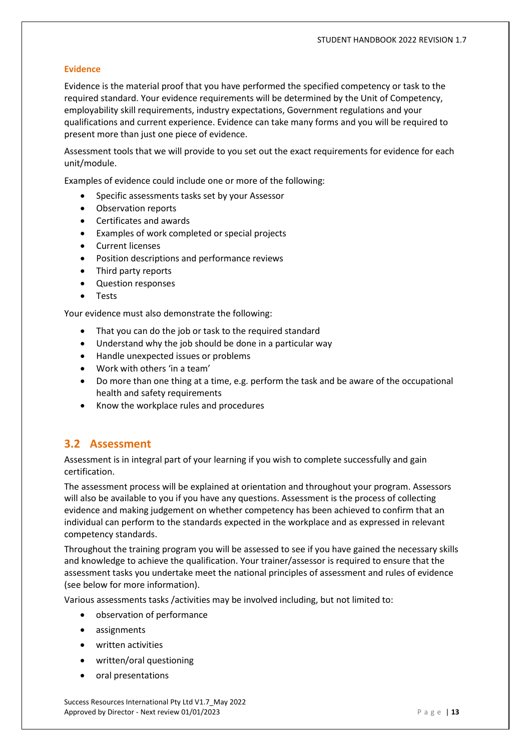### Evidence

Evidence is the material proof that you have performed the specified competency or task to the required standard. Your evidence requirements will be determined by the Unit of Competency, employability skill requirements, industry expectations, Government regulations and your qualifications and current experience. Evidence can take many forms and you will be required to present more than just one piece of evidence.

Assessment tools that we will provide to you set out the exact requirements for evidence for each unit/module.

Examples of evidence could include one or more of the following:

- Specific assessments tasks set by your Assessor
- Observation reports
- Certificates and awards
- Examples of work completed or special projects
- Current licenses
- Position descriptions and performance reviews
- Third party reports
- Question responses
- Tests

Your evidence must also demonstrate the following:

- That you can do the job or task to the required standard
- Understand why the job should be done in a particular way
- Handle unexpected issues or problems
- Work with others 'in a team'
- Do more than one thing at a time, e.g. perform the task and be aware of the occupational health and safety requirements
- Know the workplace rules and procedures

## 3.2 Assessment

Assessment is in integral part of your learning if you wish to complete successfully and gain certification.

The assessment process will be explained at orientation and throughout your program. Assessors will also be available to you if you have any questions. Assessment is the process of collecting evidence and making judgement on whether competency has been achieved to confirm that an individual can perform to the standards expected in the workplace and as expressed in relevant competency standards.

Throughout the training program you will be assessed to see if you have gained the necessary skills and knowledge to achieve the qualification. Your trainer/assessor is required to ensure that the assessment tasks you undertake meet the national principles of assessment and rules of evidence (see below for more information).

Various assessments tasks /activities may be involved including, but not limited to:

- observation of performance
- assignments
- written activities
- written/oral questioning
- oral presentations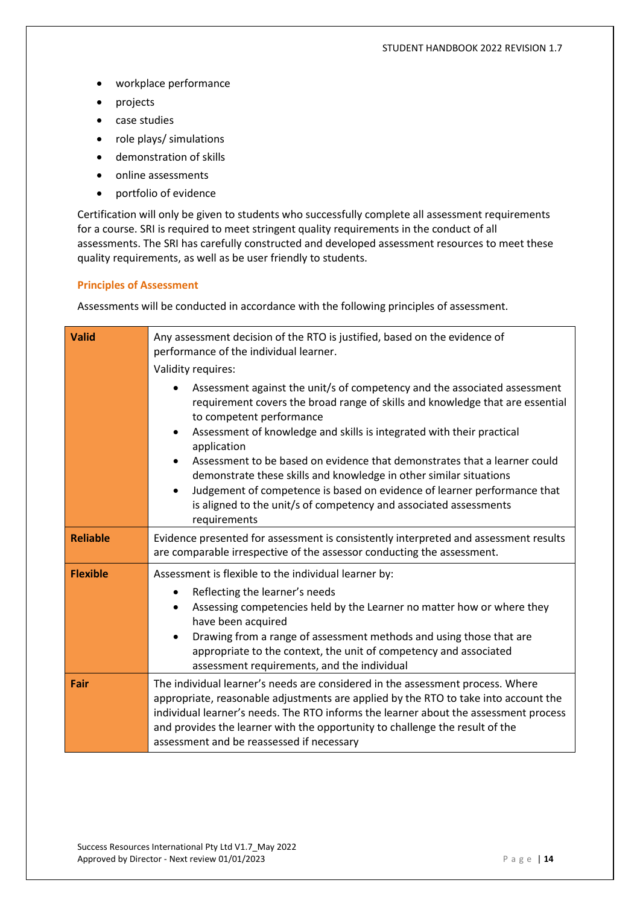- workplace performance
- projects
- case studies
- role plays/ simulations
- demonstration of skills
- online assessments
- portfolio of evidence

Certification will only be given to students who successfully complete all assessment requirements for a course. SRI is required to meet stringent quality requirements in the conduct of all assessments. The SRI has carefully constructed and developed assessment resources to meet these quality requirements, as well as be user friendly to students.

### Principles of Assessment

Assessments will be conducted in accordance with the following principles of assessment.

| | |
|---|---|
| **Valid** | Any assessment decision of the RTO is justified, based on the evidence of performance of the individual learner.<br>Validity requires:<br>• Assessment against the unit/s of competency and the associated assessment requirement covers the broad range of skills and knowledge that are essential to competent performance<br>• Assessment of knowledge and skills is integrated with their practical application<br>• Assessment to be based on evidence that demonstrates that a learner could demonstrate these skills and knowledge in other similar situations<br>• Judgement of competence is based on evidence of learner performance that is aligned to the unit/s of competency and associated assessments requirements |
| **Reliable** | Evidence presented for assessment is consistently interpreted and assessment results are comparable irrespective of the assessor conducting the assessment. |
| **Flexible** | Assessment is flexible to the individual learner by:<br>• Reflecting the learner's needs<br>• Assessing competencies held by the Learner no matter how or where they have been acquired<br>• Drawing from a range of assessment methods and using those that are appropriate to the context, the unit of competency and associated assessment requirements, and the individual |
| **Fair** | The individual learner's needs are considered in the assessment process. Where appropriate, reasonable adjustments are applied by the RTO to take into account the individual learner's needs. The RTO informs the learner about the assessment process and provides the learner with the opportunity to challenge the result of the assessment and be reassessed if necessary |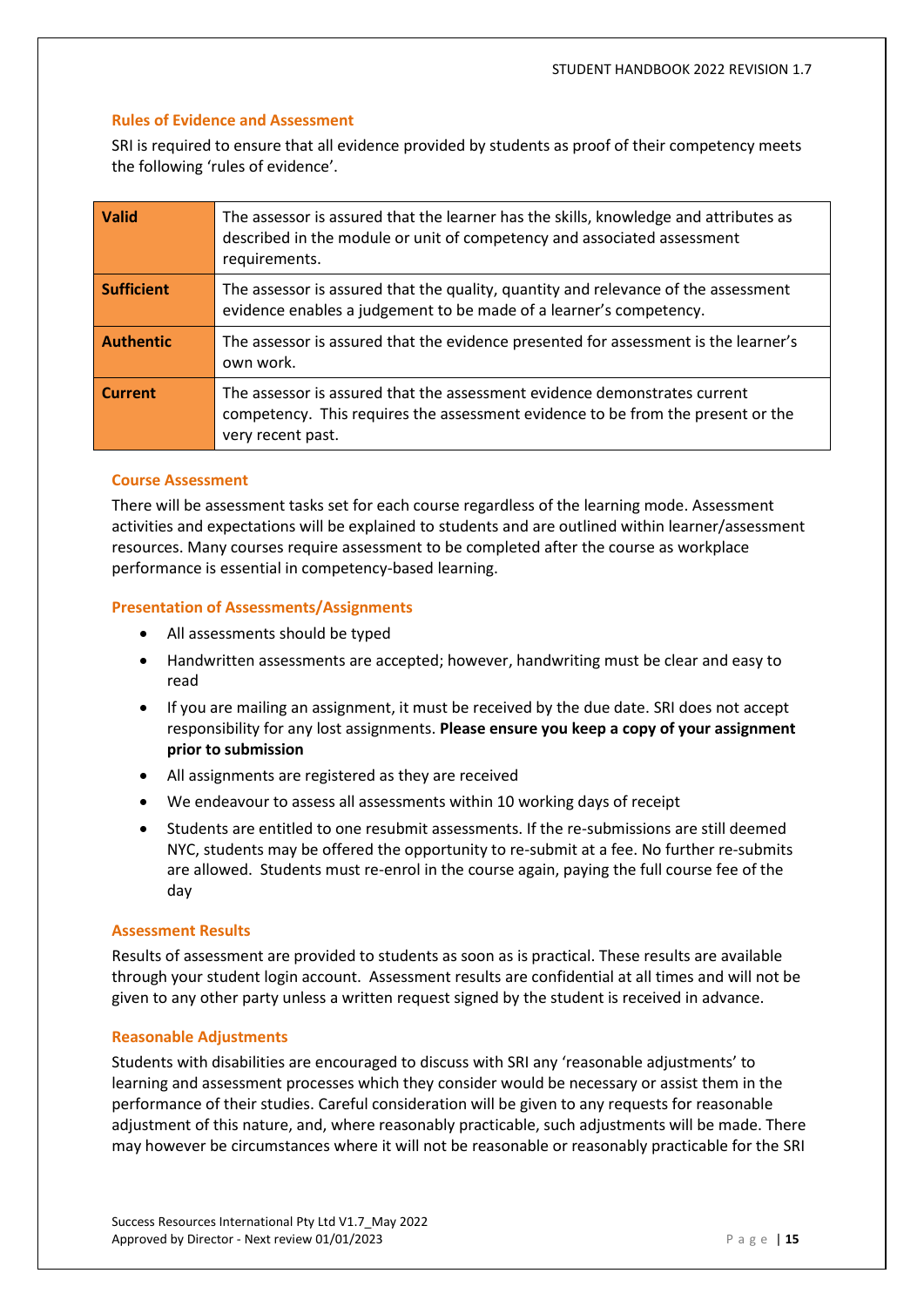### Rules of Evidence and Assessment

SRI is required to ensure that all evidence provided by students as proof of their competency meets the following 'rules of evidence'.

| | |
|---|---|
| **Valid** | The assessor is assured that the learner has the skills, knowledge and attributes as described in the module or unit of competency and associated assessment requirements. |
| **Sufficient** | The assessor is assured that the quality, quantity and relevance of the assessment evidence enables a judgement to be made of a learner's competency. |
| **Authentic** | The assessor is assured that the evidence presented for assessment is the learner's own work. |
| **Current** | The assessor is assured that the assessment evidence demonstrates current competency. This requires the assessment evidence to be from the present or the very recent past. |

### Course Assessment

There will be assessment tasks set for each course regardless of the learning mode. Assessment activities and expectations will be explained to students and are outlined within learner/assessment resources. Many courses require assessment to be completed after the course as workplace performance is essential in competency-based learning.

### Presentation of Assessments/Assignments

- All assessments should be typed
- Handwritten assessments are accepted; however, handwriting must be clear and easy to read
- If you are mailing an assignment, it must be received by the due date. SRI does not accept responsibility for any lost assignments. **Please ensure you keep a copy of your assignment prior to submission**
- All assignments are registered as they are received
- We endeavour to assess all assessments within 10 working days of receipt
- Students are entitled to one resubmit assessments. If the re-submissions are still deemed NYC, students may be offered the opportunity to re-submit at a fee. No further re-submits are allowed. Students must re-enrol in the course again, paying the full course fee of the day

### Assessment Results

Results of assessment are provided to students as soon as is practical. These results are available through your student login account. Assessment results are confidential at all times and will not be given to any other party unless a written request signed by the student is received in advance.

### Reasonable Adjustments

Students with disabilities are encouraged to discuss with SRI any 'reasonable adjustments' to learning and assessment processes which they consider would be necessary or assist them in the performance of their studies. Careful consideration will be given to any requests for reasonable adjustment of this nature, and, where reasonably practicable, such adjustments will be made. There may however be circumstances where it will not be reasonable or reasonably practicable for the SRI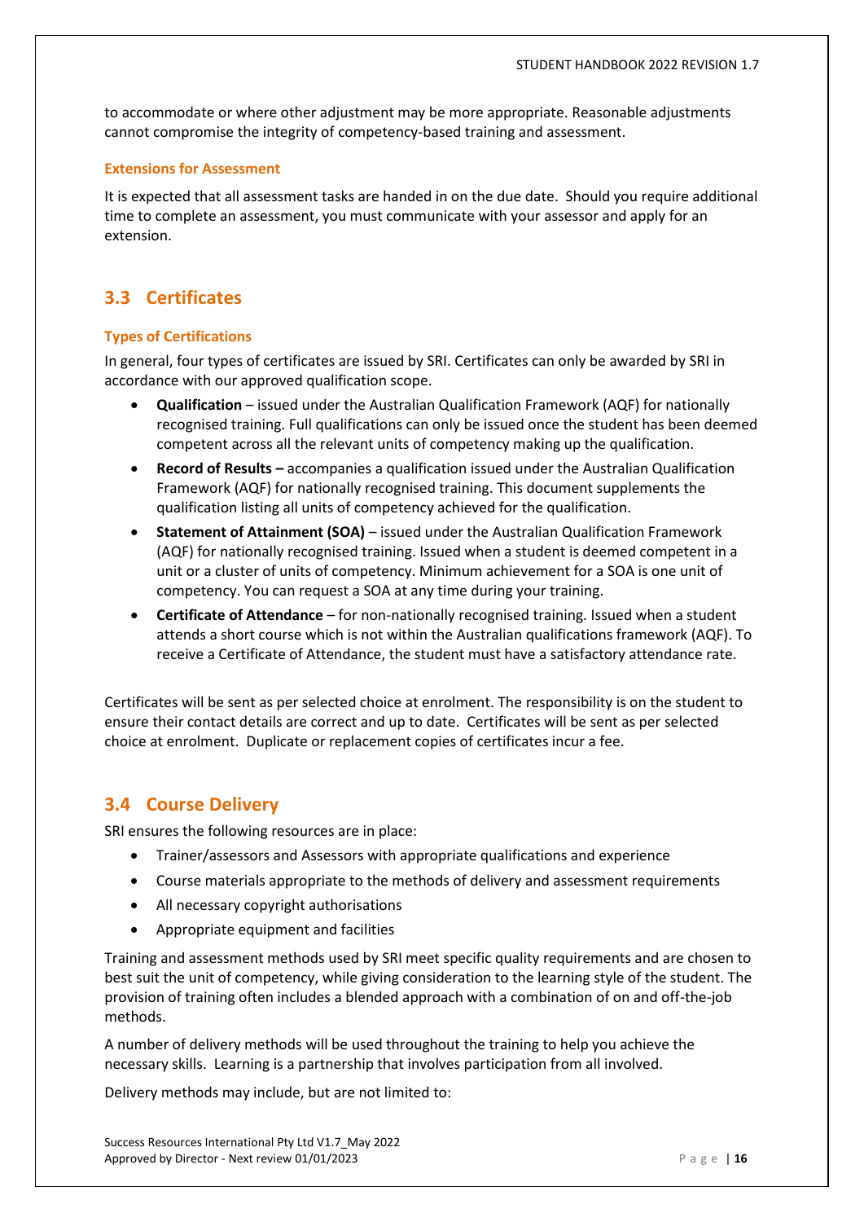to accommodate or where other adjustment may be more appropriate. Reasonable adjustments cannot compromise the integrity of competency-based training and assessment.

#### Extensions for Assessment

It is expected that all assessment tasks are handed in on the due date. Should you require additional time to complete an assessment, you must communicate with your assessor and apply for an extension.

## 3.3 Certificates

#### Types of Certifications

In general, four types of certificates are issued by SRI. Certificates can only be awarded by SRI in accordance with our approved qualification scope.

- **Qualification** – issued under the Australian Qualification Framework (AQF) for nationally recognised training. Full qualifications can only be issued once the student has been deemed competent across all the relevant units of competency making up the qualification.
- **Record of Results –** accompanies a qualification issued under the Australian Qualification Framework (AQF) for nationally recognised training. This document supplements the qualification listing all units of competency achieved for the qualification.
- **Statement of Attainment (SOA)** – issued under the Australian Qualification Framework (AQF) for nationally recognised training. Issued when a student is deemed competent in a unit or a cluster of units of competency. Minimum achievement for a SOA is one unit of competency. You can request a SOA at any time during your training.
- **Certificate of Attendance** – for non-nationally recognised training. Issued when a student attends a short course which is not within the Australian qualifications framework (AQF). To receive a Certificate of Attendance, the student must have a satisfactory attendance rate.

Certificates will be sent as per selected choice at enrolment. The responsibility is on the student to ensure their contact details are correct and up to date. Certificates will be sent as per selected choice at enrolment. Duplicate or replacement copies of certificates incur a fee.

## 3.4 Course Delivery

SRI ensures the following resources are in place:

- Trainer/assessors and Assessors with appropriate qualifications and experience
- Course materials appropriate to the methods of delivery and assessment requirements
- All necessary copyright authorisations
- Appropriate equipment and facilities

Training and assessment methods used by SRI meet specific quality requirements and are chosen to best suit the unit of competency, while giving consideration to the learning style of the student. The provision of training often includes a blended approach with a combination of on and off-the-job methods.

A number of delivery methods will be used throughout the training to help you achieve the necessary skills. Learning is a partnership that involves participation from all involved.

Delivery methods may include, but are not limited to: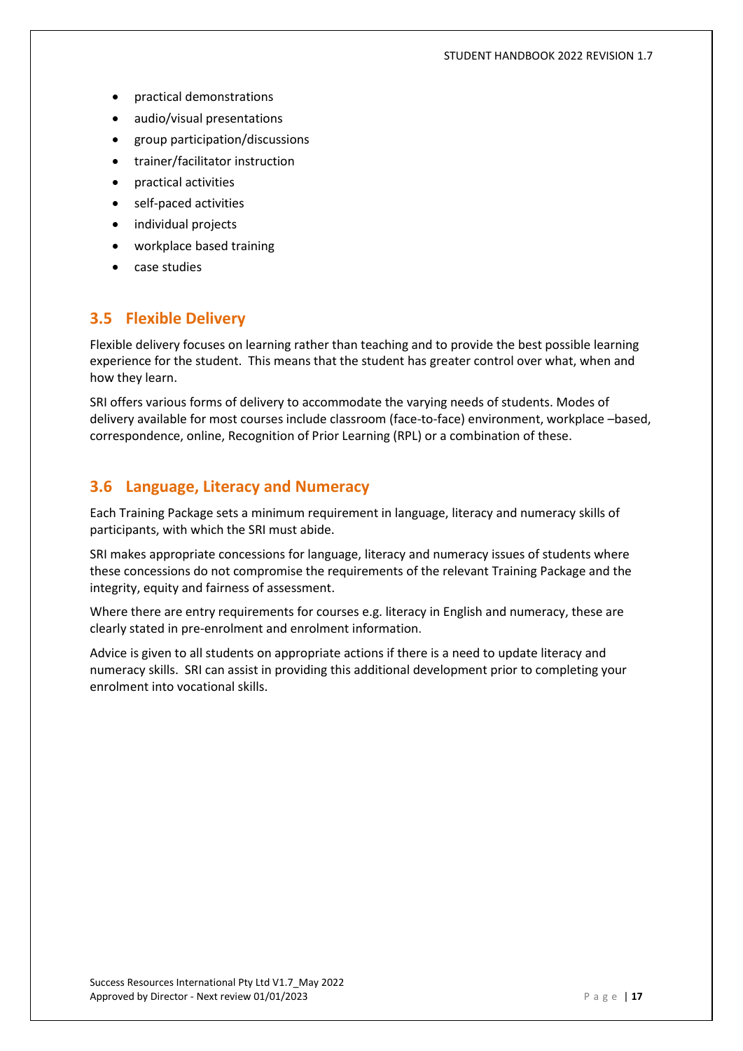- practical demonstrations
- audio/visual presentations
- group participation/discussions
- trainer/facilitator instruction
- practical activities
- self-paced activities
- individual projects
- workplace based training
- case studies

## 3.5 Flexible Delivery

Flexible delivery focuses on learning rather than teaching and to provide the best possible learning experience for the student. This means that the student has greater control over what, when and how they learn.

SRI offers various forms of delivery to accommodate the varying needs of students. Modes of delivery available for most courses include classroom (face-to-face) environment, workplace –based, correspondence, online, Recognition of Prior Learning (RPL) or a combination of these.

## 3.6 Language, Literacy and Numeracy

Each Training Package sets a minimum requirement in language, literacy and numeracy skills of participants, with which the SRI must abide.

SRI makes appropriate concessions for language, literacy and numeracy issues of students where these concessions do not compromise the requirements of the relevant Training Package and the integrity, equity and fairness of assessment.

Where there are entry requirements for courses e.g. literacy in English and numeracy, these are clearly stated in pre-enrolment and enrolment information.

Advice is given to all students on appropriate actions if there is a need to update literacy and numeracy skills. SRI can assist in providing this additional development prior to completing your enrolment into vocational skills.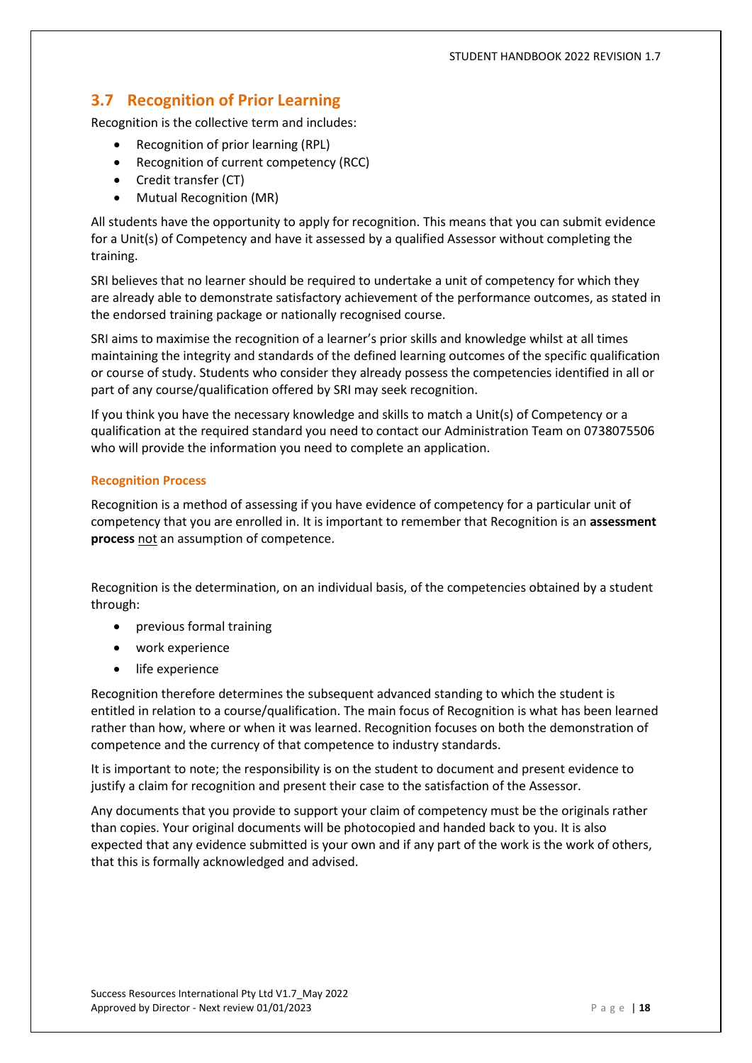## 3.7 Recognition of Prior Learning

Recognition is the collective term and includes:

- Recognition of prior learning (RPL)
- Recognition of current competency (RCC)
- Credit transfer (CT)
- Mutual Recognition (MR)

All students have the opportunity to apply for recognition. This means that you can submit evidence for a Unit(s) of Competency and have it assessed by a qualified Assessor without completing the training.

SRI believes that no learner should be required to undertake a unit of competency for which they are already able to demonstrate satisfactory achievement of the performance outcomes, as stated in the endorsed training package or nationally recognised course.

SRI aims to maximise the recognition of a learner's prior skills and knowledge whilst at all times maintaining the integrity and standards of the defined learning outcomes of the specific qualification or course of study. Students who consider they already possess the competencies identified in all or part of any course/qualification offered by SRI may seek recognition.

If you think you have the necessary knowledge and skills to match a Unit(s) of Competency or a qualification at the required standard you need to contact our Administration Team on 0738075506 who will provide the information you need to complete an application.

### Recognition Process

Recognition is a method of assessing if you have evidence of competency for a particular unit of competency that you are enrolled in. It is important to remember that Recognition is an **assessment process** <u>not</u> an assumption of competence.

Recognition is the determination, on an individual basis, of the competencies obtained by a student through:

- previous formal training
- work experience
- life experience

Recognition therefore determines the subsequent advanced standing to which the student is entitled in relation to a course/qualification. The main focus of Recognition is what has been learned rather than how, where or when it was learned. Recognition focuses on both the demonstration of competence and the currency of that competence to industry standards.

It is important to note; the responsibility is on the student to document and present evidence to justify a claim for recognition and present their case to the satisfaction of the Assessor.

Any documents that you provide to support your claim of competency must be the originals rather than copies. Your original documents will be photocopied and handed back to you. It is also expected that any evidence submitted is your own and if any part of the work is the work of others, that this is formally acknowledged and advised.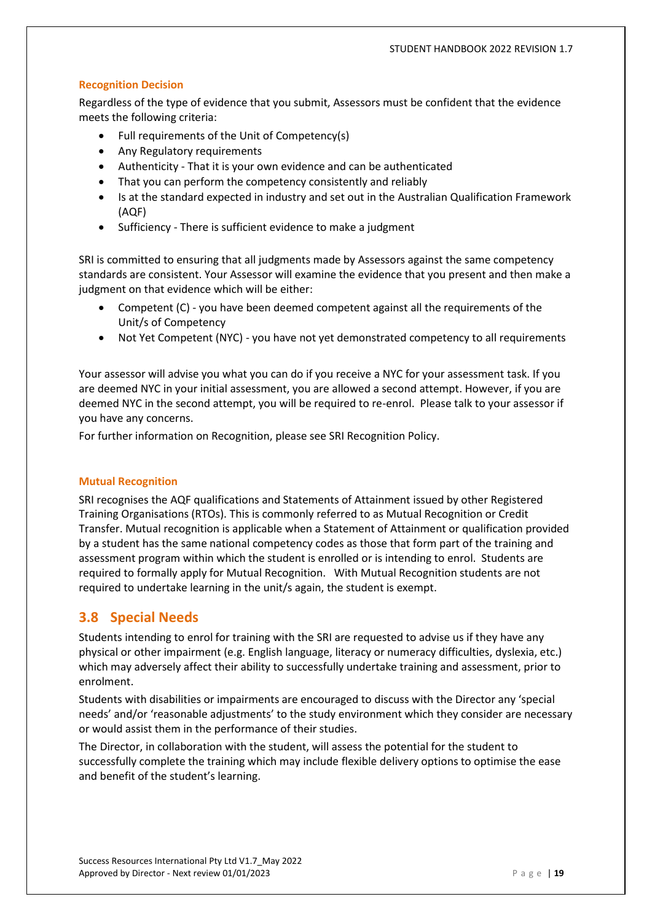### Recognition Decision

Regardless of the type of evidence that you submit, Assessors must be confident that the evidence meets the following criteria:

- Full requirements of the Unit of Competency(s)
- Any Regulatory requirements
- Authenticity - That it is your own evidence and can be authenticated
- That you can perform the competency consistently and reliably
- Is at the standard expected in industry and set out in the Australian Qualification Framework (AQF)
- Sufficiency - There is sufficient evidence to make a judgment

SRI is committed to ensuring that all judgments made by Assessors against the same competency standards are consistent. Your Assessor will examine the evidence that you present and then make a judgment on that evidence which will be either:

- Competent (C) - you have been deemed competent against all the requirements of the Unit/s of Competency
- Not Yet Competent (NYC) - you have not yet demonstrated competency to all requirements

Your assessor will advise you what you can do if you receive a NYC for your assessment task. If you are deemed NYC in your initial assessment, you are allowed a second attempt. However, if you are deemed NYC in the second attempt, you will be required to re-enrol. Please talk to your assessor if you have any concerns.

For further information on Recognition, please see SRI Recognition Policy.

### Mutual Recognition

SRI recognises the AQF qualifications and Statements of Attainment issued by other Registered Training Organisations (RTOs). This is commonly referred to as Mutual Recognition or Credit Transfer. Mutual recognition is applicable when a Statement of Attainment or qualification provided by a student has the same national competency codes as those that form part of the training and assessment program within which the student is enrolled or is intending to enrol. Students are required to formally apply for Mutual Recognition. With Mutual Recognition students are not required to undertake learning in the unit/s again, the student is exempt.

## 3.8 Special Needs

Students intending to enrol for training with the SRI are requested to advise us if they have any physical or other impairment (e.g. English language, literacy or numeracy difficulties, dyslexia, etc.) which may adversely affect their ability to successfully undertake training and assessment, prior to enrolment.

Students with disabilities or impairments are encouraged to discuss with the Director any 'special needs' and/or 'reasonable adjustments' to the study environment which they consider are necessary or would assist them in the performance of their studies.

The Director, in collaboration with the student, will assess the potential for the student to successfully complete the training which may include flexible delivery options to optimise the ease and benefit of the student's learning.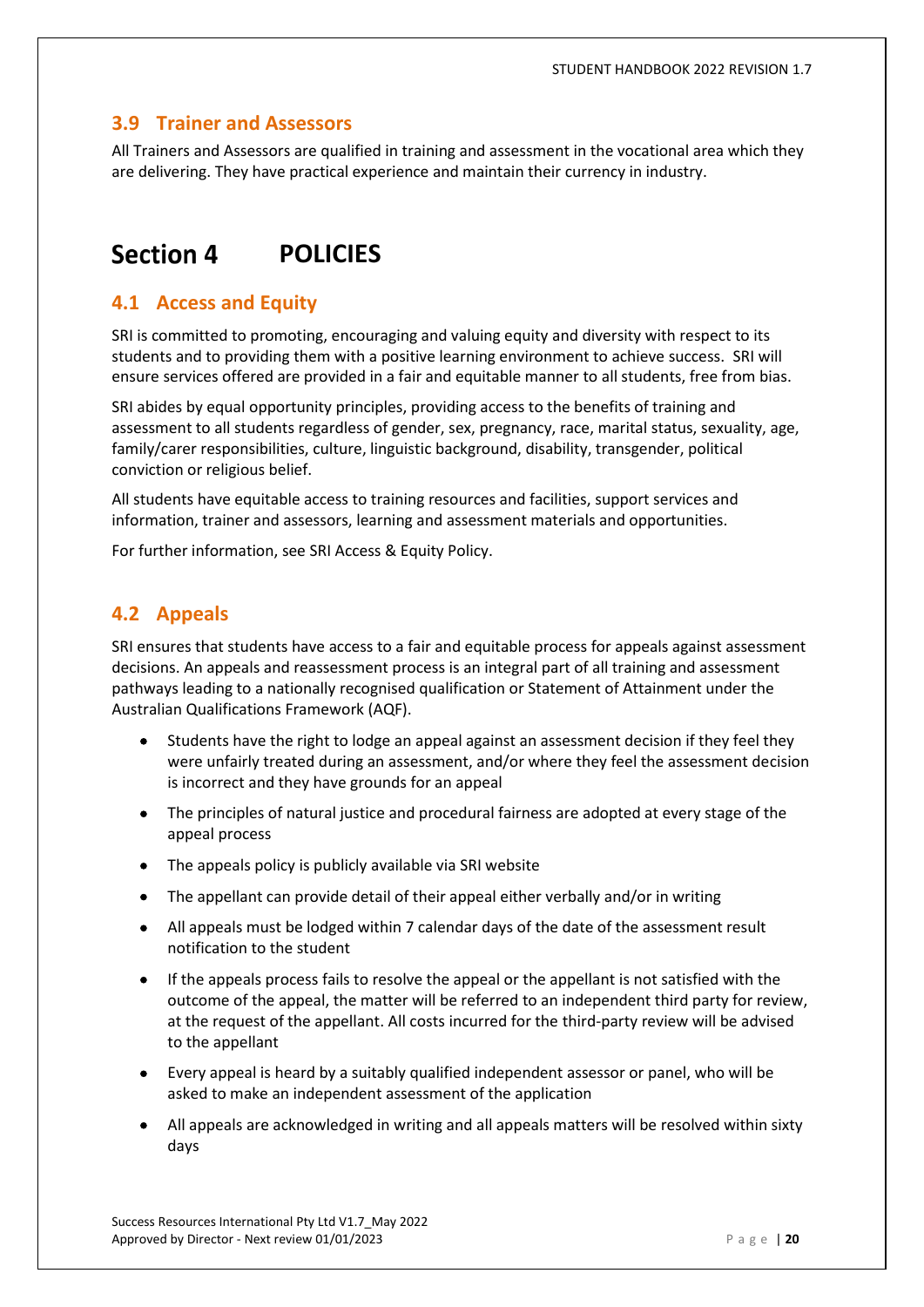## 3.9 Trainer and Assessors

All Trainers and Assessors are qualified in training and assessment in the vocational area which they are delivering. They have practical experience and maintain their currency in industry.

# Section 4 POLICIES

## 4.1 Access and Equity

SRI is committed to promoting, encouraging and valuing equity and diversity with respect to its students and to providing them with a positive learning environment to achieve success. SRI will ensure services offered are provided in a fair and equitable manner to all students, free from bias.

SRI abides by equal opportunity principles, providing access to the benefits of training and assessment to all students regardless of gender, sex, pregnancy, race, marital status, sexuality, age, family/carer responsibilities, culture, linguistic background, disability, transgender, political conviction or religious belief.

All students have equitable access to training resources and facilities, support services and information, trainer and assessors, learning and assessment materials and opportunities.

For further information, see SRI Access & Equity Policy.

## 4.2 Appeals

SRI ensures that students have access to a fair and equitable process for appeals against assessment decisions. An appeals and reassessment process is an integral part of all training and assessment pathways leading to a nationally recognised qualification or Statement of Attainment under the Australian Qualifications Framework (AQF).

- Students have the right to lodge an appeal against an assessment decision if they feel they were unfairly treated during an assessment, and/or where they feel the assessment decision is incorrect and they have grounds for an appeal
- The principles of natural justice and procedural fairness are adopted at every stage of the appeal process
- The appeals policy is publicly available via SRI website
- The appellant can provide detail of their appeal either verbally and/or in writing
- All appeals must be lodged within 7 calendar days of the date of the assessment result notification to the student
- If the appeals process fails to resolve the appeal or the appellant is not satisfied with the outcome of the appeal, the matter will be referred to an independent third party for review, at the request of the appellant. All costs incurred for the third-party review will be advised to the appellant
- Every appeal is heard by a suitably qualified independent assessor or panel, who will be asked to make an independent assessment of the application
- All appeals are acknowledged in writing and all appeals matters will be resolved within sixty days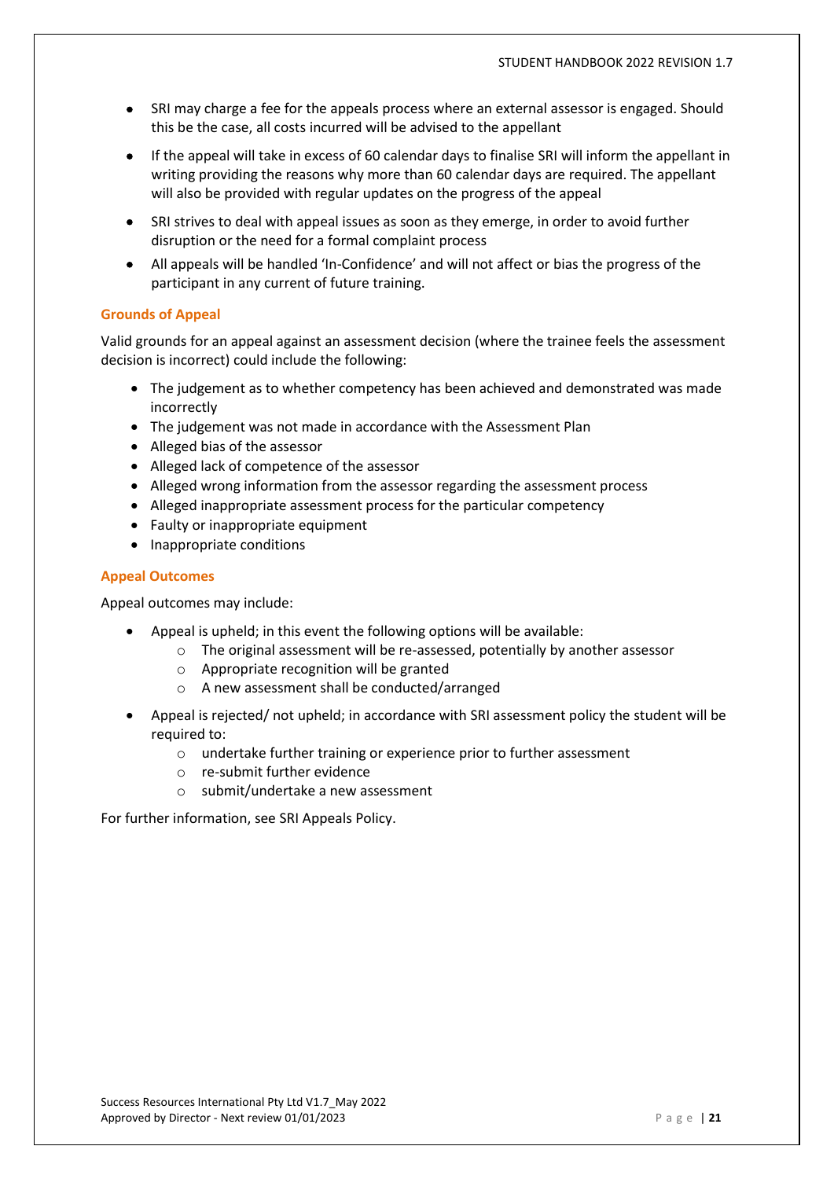- SRI may charge a fee for the appeals process where an external assessor is engaged. Should this be the case, all costs incurred will be advised to the appellant
- If the appeal will take in excess of 60 calendar days to finalise SRI will inform the appellant in writing providing the reasons why more than 60 calendar days are required. The appellant will also be provided with regular updates on the progress of the appeal
- SRI strives to deal with appeal issues as soon as they emerge, in order to avoid further disruption or the need for a formal complaint process
- All appeals will be handled 'In-Confidence' and will not affect or bias the progress of the participant in any current of future training.

### Grounds of Appeal

Valid grounds for an appeal against an assessment decision (where the trainee feels the assessment decision is incorrect) could include the following:

- The judgement as to whether competency has been achieved and demonstrated was made incorrectly
- The judgement was not made in accordance with the Assessment Plan
- Alleged bias of the assessor
- Alleged lack of competence of the assessor
- Alleged wrong information from the assessor regarding the assessment process
- Alleged inappropriate assessment process for the particular competency
- Faulty or inappropriate equipment
- Inappropriate conditions

### Appeal Outcomes

Appeal outcomes may include:

- Appeal is upheld; in this event the following options will be available:
    - The original assessment will be re-assessed, potentially by another assessor
    - Appropriate recognition will be granted
    - A new assessment shall be conducted/arranged
- Appeal is rejected/ not upheld; in accordance with SRI assessment policy the student will be required to:
    - undertake further training or experience prior to further assessment
    - re-submit further evidence
    - submit/undertake a new assessment

For further information, see SRI Appeals Policy.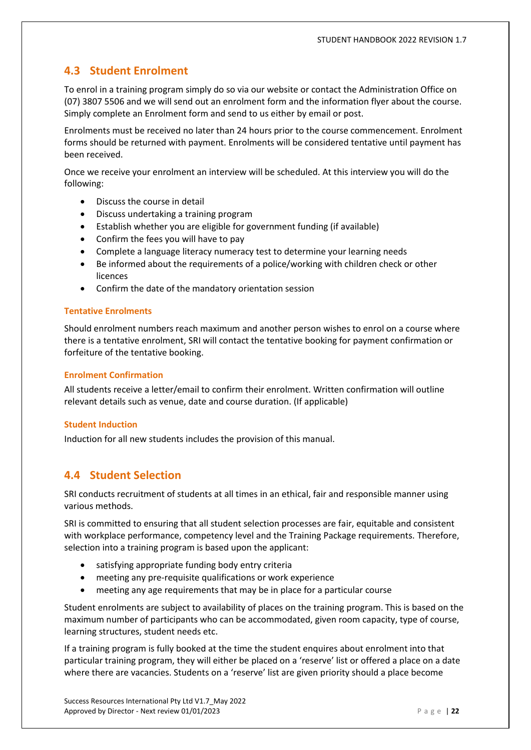## 4.3 Student Enrolment

To enrol in a training program simply do so via our website or contact the Administration Office on (07) 3807 5506 and we will send out an enrolment form and the information flyer about the course. Simply complete an Enrolment form and send to us either by email or post.

Enrolments must be received no later than 24 hours prior to the course commencement. Enrolment forms should be returned with payment. Enrolments will be considered tentative until payment has been received.

Once we receive your enrolment an interview will be scheduled. At this interview you will do the following:

- Discuss the course in detail
- Discuss undertaking a training program
- Establish whether you are eligible for government funding (if available)
- Confirm the fees you will have to pay
- Complete a language literacy numeracy test to determine your learning needs
- Be informed about the requirements of a police/working with children check or other licences
- Confirm the date of the mandatory orientation session

### Tentative Enrolments

Should enrolment numbers reach maximum and another person wishes to enrol on a course where there is a tentative enrolment, SRI will contact the tentative booking for payment confirmation or forfeiture of the tentative booking.

### Enrolment Confirmation

All students receive a letter/email to confirm their enrolment. Written confirmation will outline relevant details such as venue, date and course duration. (If applicable)

### Student Induction

Induction for all new students includes the provision of this manual.

## 4.4 Student Selection

SRI conducts recruitment of students at all times in an ethical, fair and responsible manner using various methods.

SRI is committed to ensuring that all student selection processes are fair, equitable and consistent with workplace performance, competency level and the Training Package requirements. Therefore, selection into a training program is based upon the applicant:

- satisfying appropriate funding body entry criteria
- meeting any pre-requisite qualifications or work experience
- meeting any age requirements that may be in place for a particular course

Student enrolments are subject to availability of places on the training program. This is based on the maximum number of participants who can be accommodated, given room capacity, type of course, learning structures, student needs etc.

If a training program is fully booked at the time the student enquires about enrolment into that particular training program, they will either be placed on a 'reserve' list or offered a place on a date where there are vacancies. Students on a 'reserve' list are given priority should a place become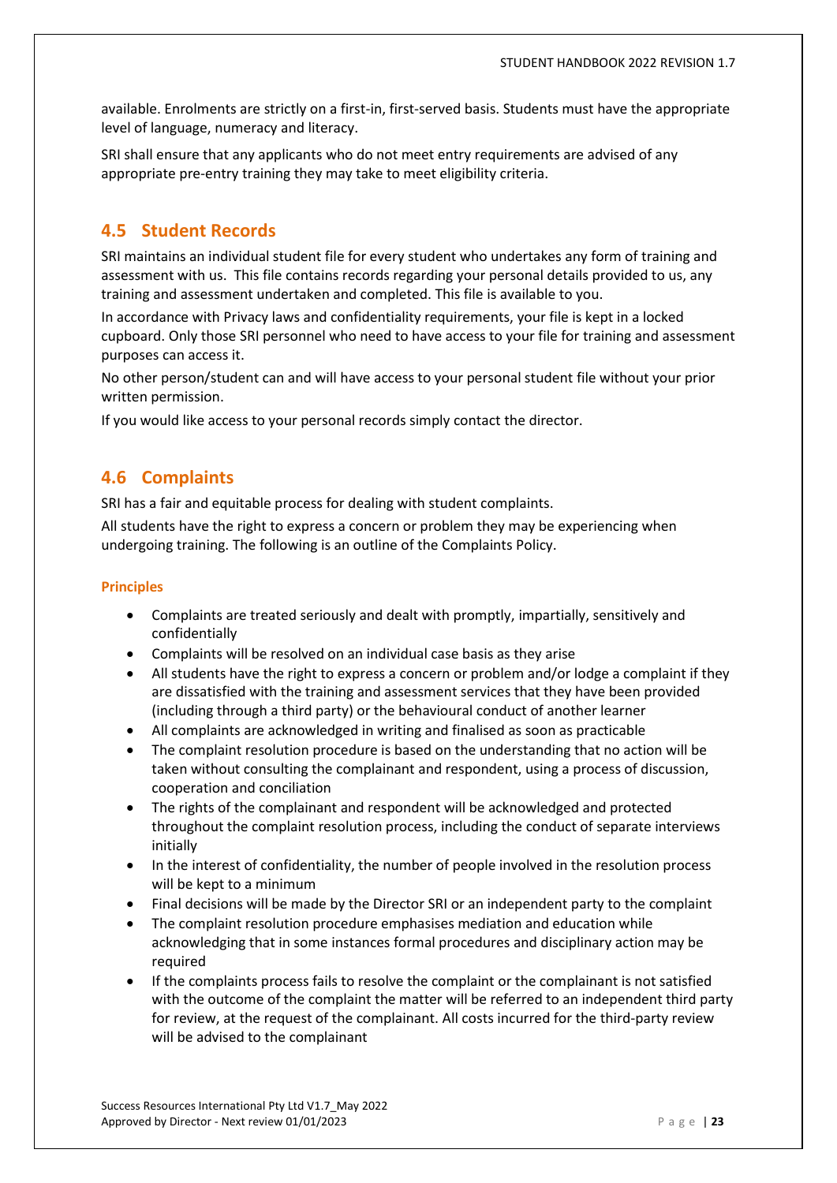available. Enrolments are strictly on a first-in, first-served basis. Students must have the appropriate level of language, numeracy and literacy.

SRI shall ensure that any applicants who do not meet entry requirements are advised of any appropriate pre-entry training they may take to meet eligibility criteria.

## 4.5 Student Records

SRI maintains an individual student file for every student who undertakes any form of training and assessment with us. This file contains records regarding your personal details provided to us, any training and assessment undertaken and completed. This file is available to you.

In accordance with Privacy laws and confidentiality requirements, your file is kept in a locked cupboard. Only those SRI personnel who need to have access to your file for training and assessment purposes can access it.

No other person/student can and will have access to your personal student file without your prior written permission.

If you would like access to your personal records simply contact the director.

## 4.6 Complaints

SRI has a fair and equitable process for dealing with student complaints.

All students have the right to express a concern or problem they may be experiencing when undergoing training. The following is an outline of the Complaints Policy.

#### Principles

- Complaints are treated seriously and dealt with promptly, impartially, sensitively and confidentially
- Complaints will be resolved on an individual case basis as they arise
- All students have the right to express a concern or problem and/or lodge a complaint if they are dissatisfied with the training and assessment services that they have been provided (including through a third party) or the behavioural conduct of another learner
- All complaints are acknowledged in writing and finalised as soon as practicable
- The complaint resolution procedure is based on the understanding that no action will be taken without consulting the complainant and respondent, using a process of discussion, cooperation and conciliation
- The rights of the complainant and respondent will be acknowledged and protected throughout the complaint resolution process, including the conduct of separate interviews initially
- In the interest of confidentiality, the number of people involved in the resolution process will be kept to a minimum
- Final decisions will be made by the Director SRI or an independent party to the complaint
- The complaint resolution procedure emphasises mediation and education while acknowledging that in some instances formal procedures and disciplinary action may be required
- If the complaints process fails to resolve the complaint or the complainant is not satisfied with the outcome of the complaint the matter will be referred to an independent third party for review, at the request of the complainant. All costs incurred for the third-party review will be advised to the complainant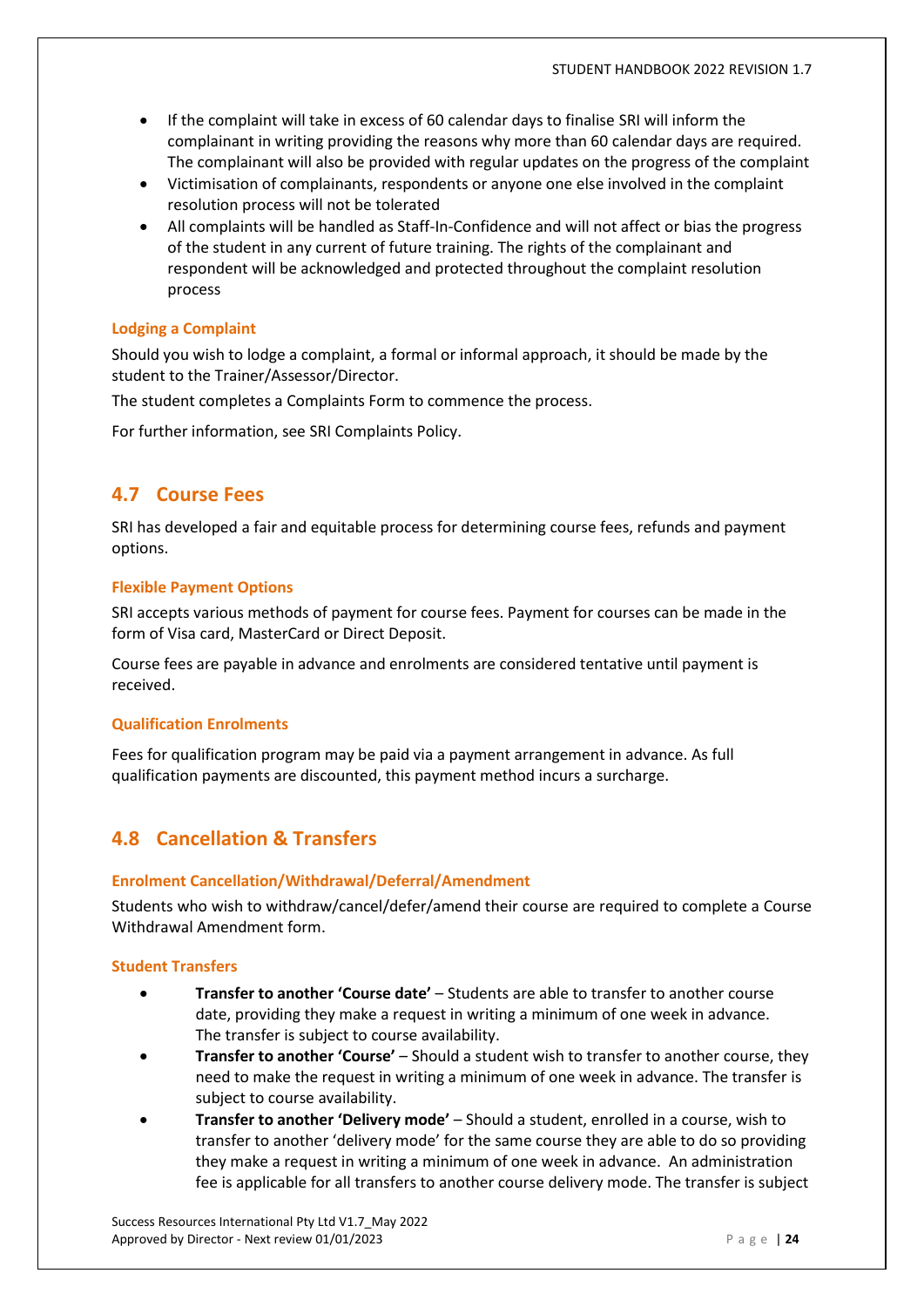- If the complaint will take in excess of 60 calendar days to finalise SRI will inform the complainant in writing providing the reasons why more than 60 calendar days are required. The complainant will also be provided with regular updates on the progress of the complaint
- Victimisation of complainants, respondents or anyone one else involved in the complaint resolution process will not be tolerated
- All complaints will be handled as Staff-In-Confidence and will not affect or bias the progress of the student in any current of future training. The rights of the complainant and respondent will be acknowledged and protected throughout the complaint resolution process

### Lodging a Complaint

Should you wish to lodge a complaint, a formal or informal approach, it should be made by the student to the Trainer/Assessor/Director.

The student completes a Complaints Form to commence the process.

For further information, see SRI Complaints Policy.

## 4.7 Course Fees

SRI has developed a fair and equitable process for determining course fees, refunds and payment options.

### Flexible Payment Options

SRI accepts various methods of payment for course fees. Payment for courses can be made in the form of Visa card, MasterCard or Direct Deposit.

Course fees are payable in advance and enrolments are considered tentative until payment is received.

### Qualification Enrolments

Fees for qualification program may be paid via a payment arrangement in advance. As full qualification payments are discounted, this payment method incurs a surcharge.

## 4.8 Cancellation & Transfers

### Enrolment Cancellation/Withdrawal/Deferral/Amendment

Students who wish to withdraw/cancel/defer/amend their course are required to complete a Course Withdrawal Amendment form.

### Student Transfers

- **Transfer to another 'Course date'** – Students are able to transfer to another course date, providing they make a request in writing a minimum of one week in advance. The transfer is subject to course availability.
- **Transfer to another 'Course'** – Should a student wish to transfer to another course, they need to make the request in writing a minimum of one week in advance. The transfer is subject to course availability.
- **Transfer to another 'Delivery mode'** – Should a student, enrolled in a course, wish to transfer to another 'delivery mode' for the same course they are able to do so providing they make a request in writing a minimum of one week in advance. An administration fee is applicable for all transfers to another course delivery mode. The transfer is subject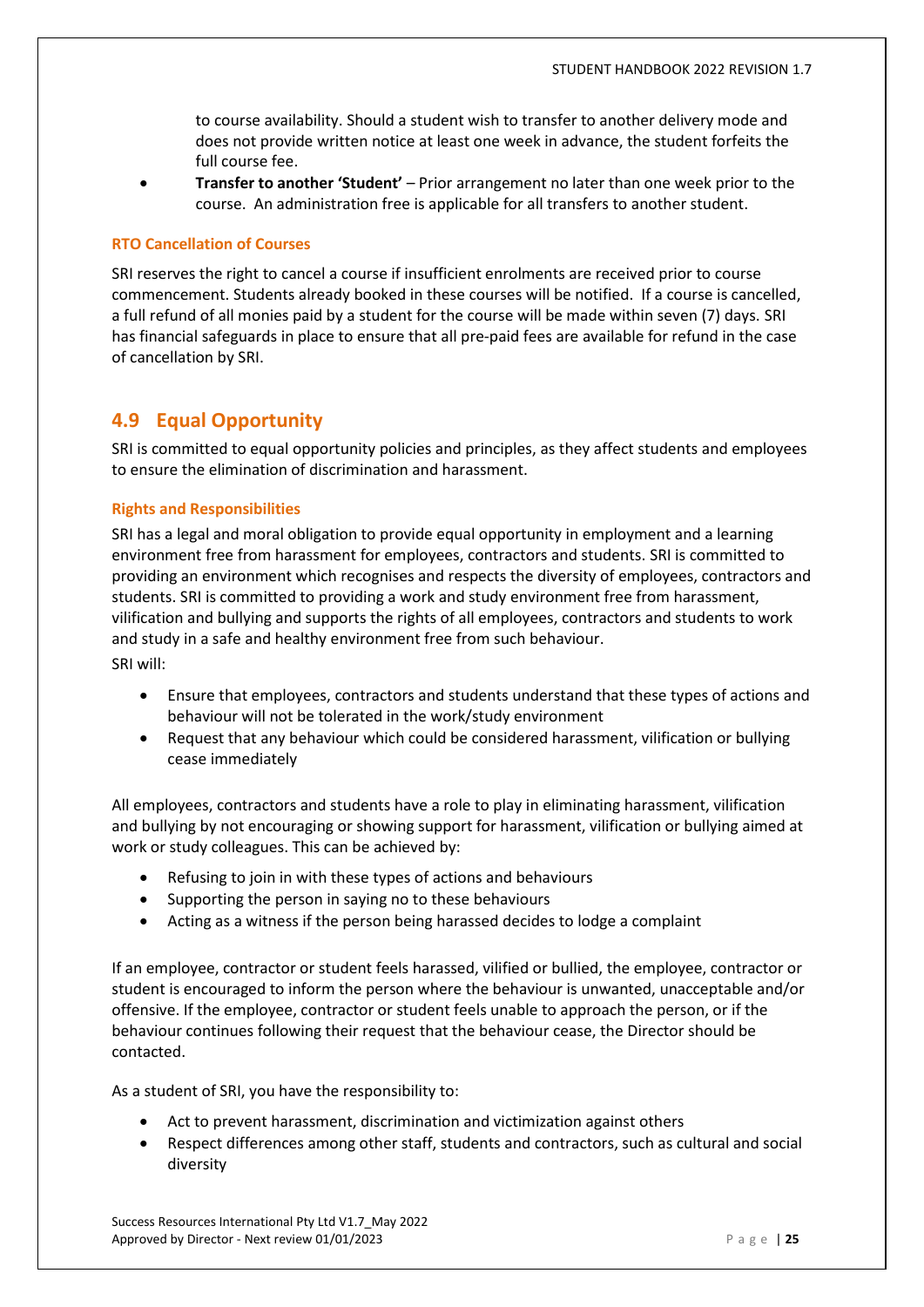to course availability. Should a student wish to transfer to another delivery mode and does not provide written notice at least one week in advance, the student forfeits the full course fee.

- **Transfer to another 'Student'** – Prior arrangement no later than one week prior to the course. An administration free is applicable for all transfers to another student.

#### RTO Cancellation of Courses

SRI reserves the right to cancel a course if insufficient enrolments are received prior to course commencement. Students already booked in these courses will be notified. If a course is cancelled, a full refund of all monies paid by a student for the course will be made within seven (7) days. SRI has financial safeguards in place to ensure that all pre-paid fees are available for refund in the case of cancellation by SRI.

## 4.9 Equal Opportunity

SRI is committed to equal opportunity policies and principles, as they affect students and employees to ensure the elimination of discrimination and harassment.

#### Rights and Responsibilities

SRI has a legal and moral obligation to provide equal opportunity in employment and a learning environment free from harassment for employees, contractors and students. SRI is committed to providing an environment which recognises and respects the diversity of employees, contractors and students. SRI is committed to providing a work and study environment free from harassment, vilification and bullying and supports the rights of all employees, contractors and students to work and study in a safe and healthy environment free from such behaviour.

SRI will:

- Ensure that employees, contractors and students understand that these types of actions and behaviour will not be tolerated in the work/study environment
- Request that any behaviour which could be considered harassment, vilification or bullying cease immediately

All employees, contractors and students have a role to play in eliminating harassment, vilification and bullying by not encouraging or showing support for harassment, vilification or bullying aimed at work or study colleagues. This can be achieved by:

- Refusing to join in with these types of actions and behaviours
- Supporting the person in saying no to these behaviours
- Acting as a witness if the person being harassed decides to lodge a complaint

If an employee, contractor or student feels harassed, vilified or bullied, the employee, contractor or student is encouraged to inform the person where the behaviour is unwanted, unacceptable and/or offensive. If the employee, contractor or student feels unable to approach the person, or if the behaviour continues following their request that the behaviour cease, the Director should be contacted.

As a student of SRI, you have the responsibility to:

- Act to prevent harassment, discrimination and victimization against others
- Respect differences among other staff, students and contractors, such as cultural and social diversity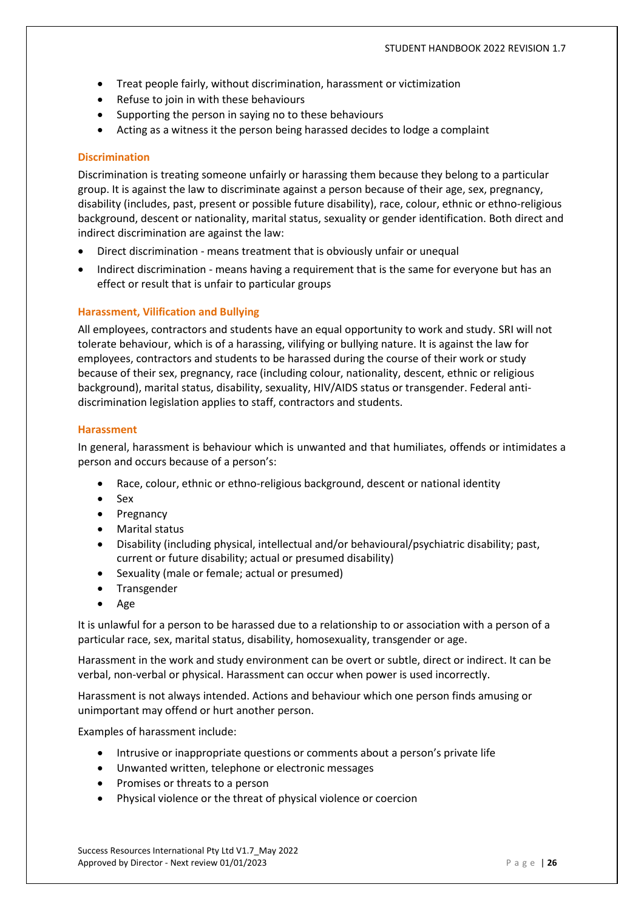- Treat people fairly, without discrimination, harassment or victimization
- Refuse to join in with these behaviours
- Supporting the person in saying no to these behaviours
- Acting as a witness it the person being harassed decides to lodge a complaint

### Discrimination

Discrimination is treating someone unfairly or harassing them because they belong to a particular group. It is against the law to discriminate against a person because of their age, sex, pregnancy, disability (includes, past, present or possible future disability), race, colour, ethnic or ethno-religious background, descent or nationality, marital status, sexuality or gender identification. Both direct and indirect discrimination are against the law:

- Direct discrimination - means treatment that is obviously unfair or unequal
- Indirect discrimination - means having a requirement that is the same for everyone but has an effect or result that is unfair to particular groups

### Harassment, Vilification and Bullying

All employees, contractors and students have an equal opportunity to work and study. SRI will not tolerate behaviour, which is of a harassing, vilifying or bullying nature. It is against the law for employees, contractors and students to be harassed during the course of their work or study because of their sex, pregnancy, race (including colour, nationality, descent, ethnic or religious background), marital status, disability, sexuality, HIV/AIDS status or transgender. Federal anti-discrimination legislation applies to staff, contractors and students.

### Harassment

In general, harassment is behaviour which is unwanted and that humiliates, offends or intimidates a person and occurs because of a person's:

- Race, colour, ethnic or ethno-religious background, descent or national identity
- Sex
- Pregnancy
- Marital status
- Disability (including physical, intellectual and/or behavioural/psychiatric disability; past, current or future disability; actual or presumed disability)
- Sexuality (male or female; actual or presumed)
- Transgender
- Age

It is unlawful for a person to be harassed due to a relationship to or association with a person of a particular race, sex, marital status, disability, homosexuality, transgender or age.

Harassment in the work and study environment can be overt or subtle, direct or indirect. It can be verbal, non-verbal or physical. Harassment can occur when power is used incorrectly.

Harassment is not always intended. Actions and behaviour which one person finds amusing or unimportant may offend or hurt another person.

Examples of harassment include:

- Intrusive or inappropriate questions or comments about a person's private life
- Unwanted written, telephone or electronic messages
- Promises or threats to a person
- Physical violence or the threat of physical violence or coercion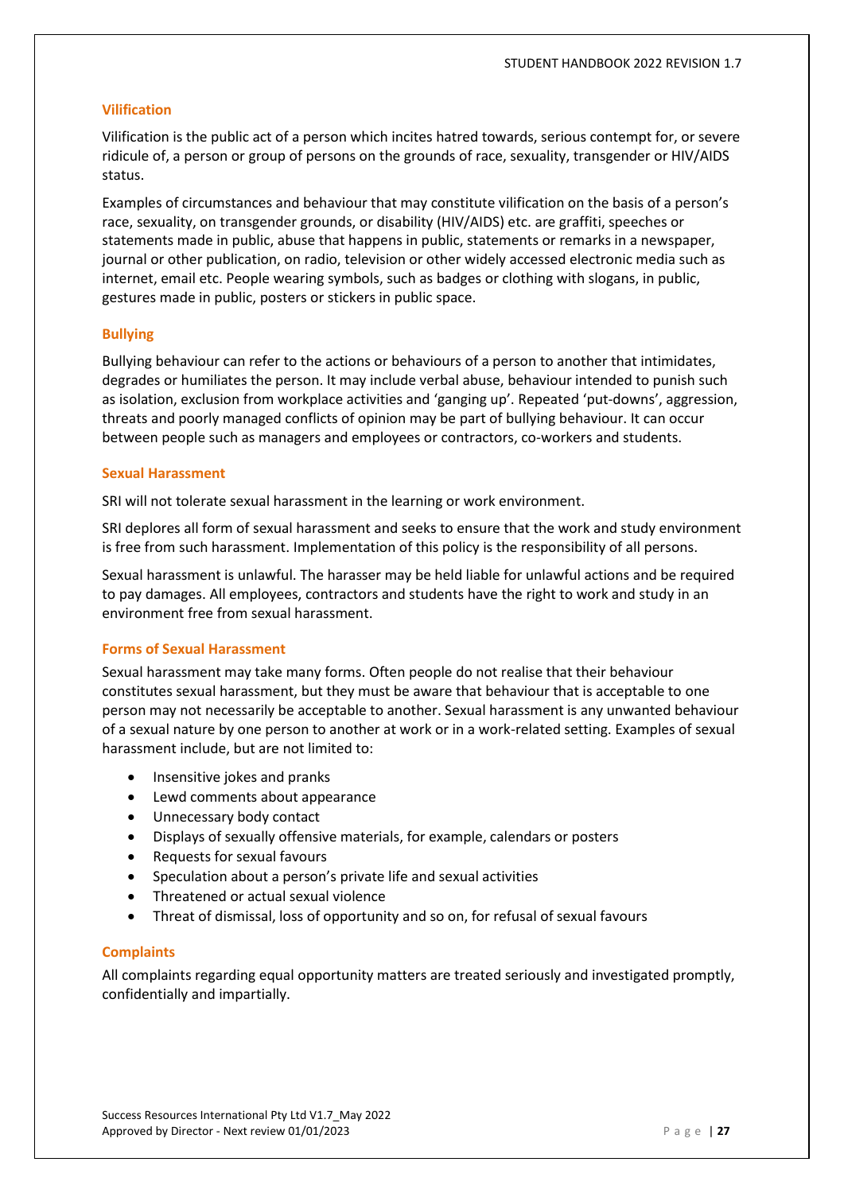### Vilification

Vilification is the public act of a person which incites hatred towards, serious contempt for, or severe ridicule of, a person or group of persons on the grounds of race, sexuality, transgender or HIV/AIDS status.

Examples of circumstances and behaviour that may constitute vilification on the basis of a person's race, sexuality, on transgender grounds, or disability (HIV/AIDS) etc. are graffiti, speeches or statements made in public, abuse that happens in public, statements or remarks in a newspaper, journal or other publication, on radio, television or other widely accessed electronic media such as internet, email etc. People wearing symbols, such as badges or clothing with slogans, in public, gestures made in public, posters or stickers in public space.

### Bullying

Bullying behaviour can refer to the actions or behaviours of a person to another that intimidates, degrades or humiliates the person. It may include verbal abuse, behaviour intended to punish such as isolation, exclusion from workplace activities and 'ganging up'. Repeated 'put-downs', aggression, threats and poorly managed conflicts of opinion may be part of bullying behaviour. It can occur between people such as managers and employees or contractors, co-workers and students.

### Sexual Harassment

SRI will not tolerate sexual harassment in the learning or work environment.

SRI deplores all form of sexual harassment and seeks to ensure that the work and study environment is free from such harassment. Implementation of this policy is the responsibility of all persons.

Sexual harassment is unlawful. The harasser may be held liable for unlawful actions and be required to pay damages. All employees, contractors and students have the right to work and study in an environment free from sexual harassment.

### Forms of Sexual Harassment

Sexual harassment may take many forms. Often people do not realise that their behaviour constitutes sexual harassment, but they must be aware that behaviour that is acceptable to one person may not necessarily be acceptable to another. Sexual harassment is any unwanted behaviour of a sexual nature by one person to another at work or in a work-related setting. Examples of sexual harassment include, but are not limited to:

- Insensitive jokes and pranks
- Lewd comments about appearance
- Unnecessary body contact
- Displays of sexually offensive materials, for example, calendars or posters
- Requests for sexual favours
- Speculation about a person's private life and sexual activities
- Threatened or actual sexual violence
- Threat of dismissal, loss of opportunity and so on, for refusal of sexual favours

### Complaints

All complaints regarding equal opportunity matters are treated seriously and investigated promptly, confidentially and impartially.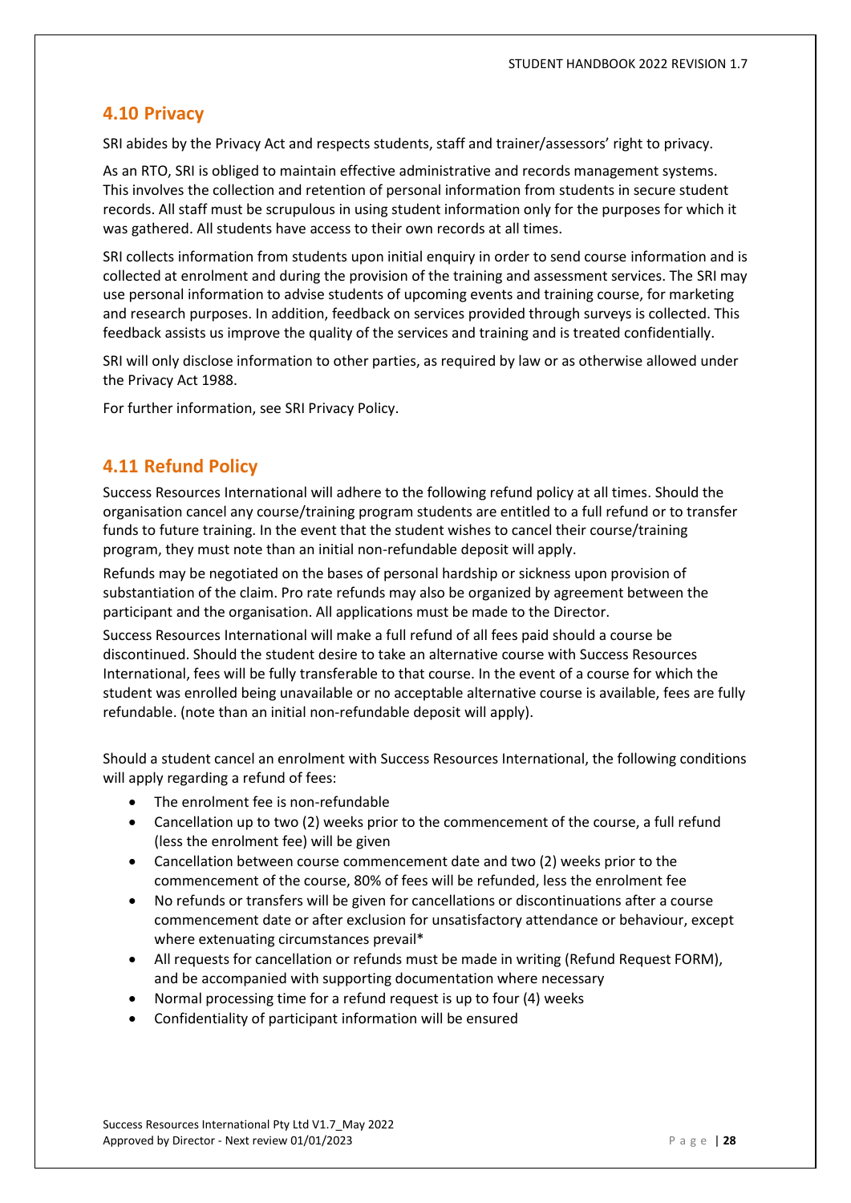## 4.10 Privacy

SRI abides by the Privacy Act and respects students, staff and trainer/assessors' right to privacy.

As an RTO, SRI is obliged to maintain effective administrative and records management systems. This involves the collection and retention of personal information from students in secure student records. All staff must be scrupulous in using student information only for the purposes for which it was gathered. All students have access to their own records at all times.

SRI collects information from students upon initial enquiry in order to send course information and is collected at enrolment and during the provision of the training and assessment services. The SRI may use personal information to advise students of upcoming events and training course, for marketing and research purposes. In addition, feedback on services provided through surveys is collected. This feedback assists us improve the quality of the services and training and is treated confidentially.

SRI will only disclose information to other parties, as required by law or as otherwise allowed under the Privacy Act 1988.

For further information, see SRI Privacy Policy.

## 4.11 Refund Policy

Success Resources International will adhere to the following refund policy at all times. Should the organisation cancel any course/training program students are entitled to a full refund or to transfer funds to future training. In the event that the student wishes to cancel their course/training program, they must note than an initial non-refundable deposit will apply.

Refunds may be negotiated on the bases of personal hardship or sickness upon provision of substantiation of the claim. Pro rate refunds may also be organized by agreement between the participant and the organisation. All applications must be made to the Director.

Success Resources International will make a full refund of all fees paid should a course be discontinued. Should the student desire to take an alternative course with Success Resources International, fees will be fully transferable to that course. In the event of a course for which the student was enrolled being unavailable or no acceptable alternative course is available, fees are fully refundable. (note than an initial non-refundable deposit will apply).

Should a student cancel an enrolment with Success Resources International, the following conditions will apply regarding a refund of fees:

- The enrolment fee is non-refundable
- Cancellation up to two (2) weeks prior to the commencement of the course, a full refund (less the enrolment fee) will be given
- Cancellation between course commencement date and two (2) weeks prior to the commencement of the course, 80% of fees will be refunded, less the enrolment fee
- No refunds or transfers will be given for cancellations or discontinuations after a course commencement date or after exclusion for unsatisfactory attendance or behaviour, except where extenuating circumstances prevail*
- All requests for cancellation or refunds must be made in writing (Refund Request FORM), and be accompanied with supporting documentation where necessary
- Normal processing time for a refund request is up to four (4) weeks
- Confidentiality of participant information will be ensured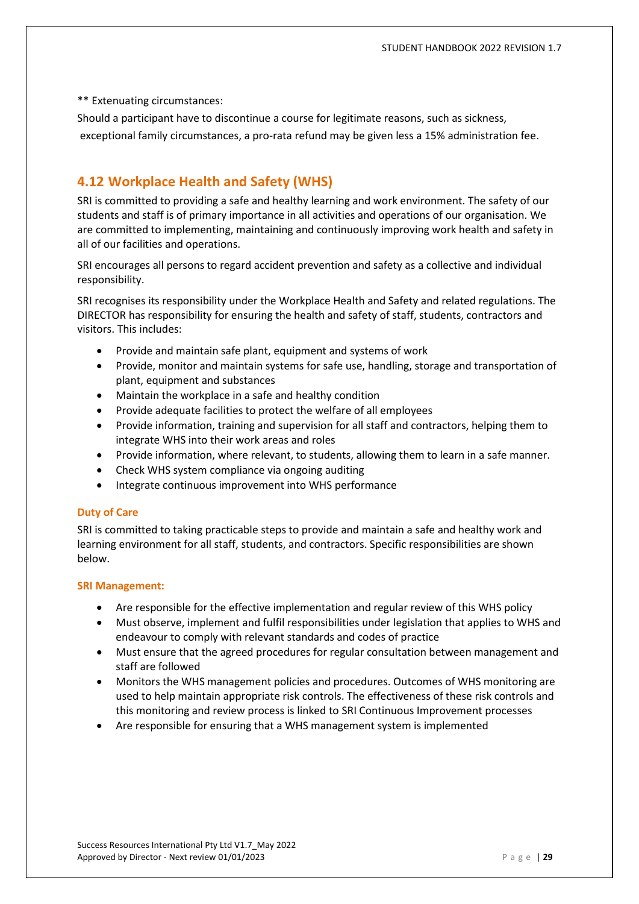** Extenuating circumstances:

Should a participant have to discontinue a course for legitimate reasons, such as sickness, exceptional family circumstances, a pro-rata refund may be given less a 15% administration fee.

## 4.12 Workplace Health and Safety (WHS)

SRI is committed to providing a safe and healthy learning and work environment. The safety of our students and staff is of primary importance in all activities and operations of our organisation. We are committed to implementing, maintaining and continuously improving work health and safety in all of our facilities and operations.

SRI encourages all persons to regard accident prevention and safety as a collective and individual responsibility.

SRI recognises its responsibility under the Workplace Health and Safety and related regulations. The DIRECTOR has responsibility for ensuring the health and safety of staff, students, contractors and visitors. This includes:

- Provide and maintain safe plant, equipment and systems of work
- Provide, monitor and maintain systems for safe use, handling, storage and transportation of plant, equipment and substances
- Maintain the workplace in a safe and healthy condition
- Provide adequate facilities to protect the welfare of all employees
- Provide information, training and supervision for all staff and contractors, helping them to integrate WHS into their work areas and roles
- Provide information, where relevant, to students, allowing them to learn in a safe manner.
- Check WHS system compliance via ongoing auditing
- Integrate continuous improvement into WHS performance

#### Duty of Care

SRI is committed to taking practicable steps to provide and maintain a safe and healthy work and learning environment for all staff, students, and contractors. Specific responsibilities are shown below.

#### SRI Management:

- Are responsible for the effective implementation and regular review of this WHS policy
- Must observe, implement and fulfil responsibilities under legislation that applies to WHS and endeavour to comply with relevant standards and codes of practice
- Must ensure that the agreed procedures for regular consultation between management and staff are followed
- Monitors the WHS management policies and procedures. Outcomes of WHS monitoring are used to help maintain appropriate risk controls. The effectiveness of these risk controls and this monitoring and review process is linked to SRI Continuous Improvement processes
- Are responsible for ensuring that a WHS management system is implemented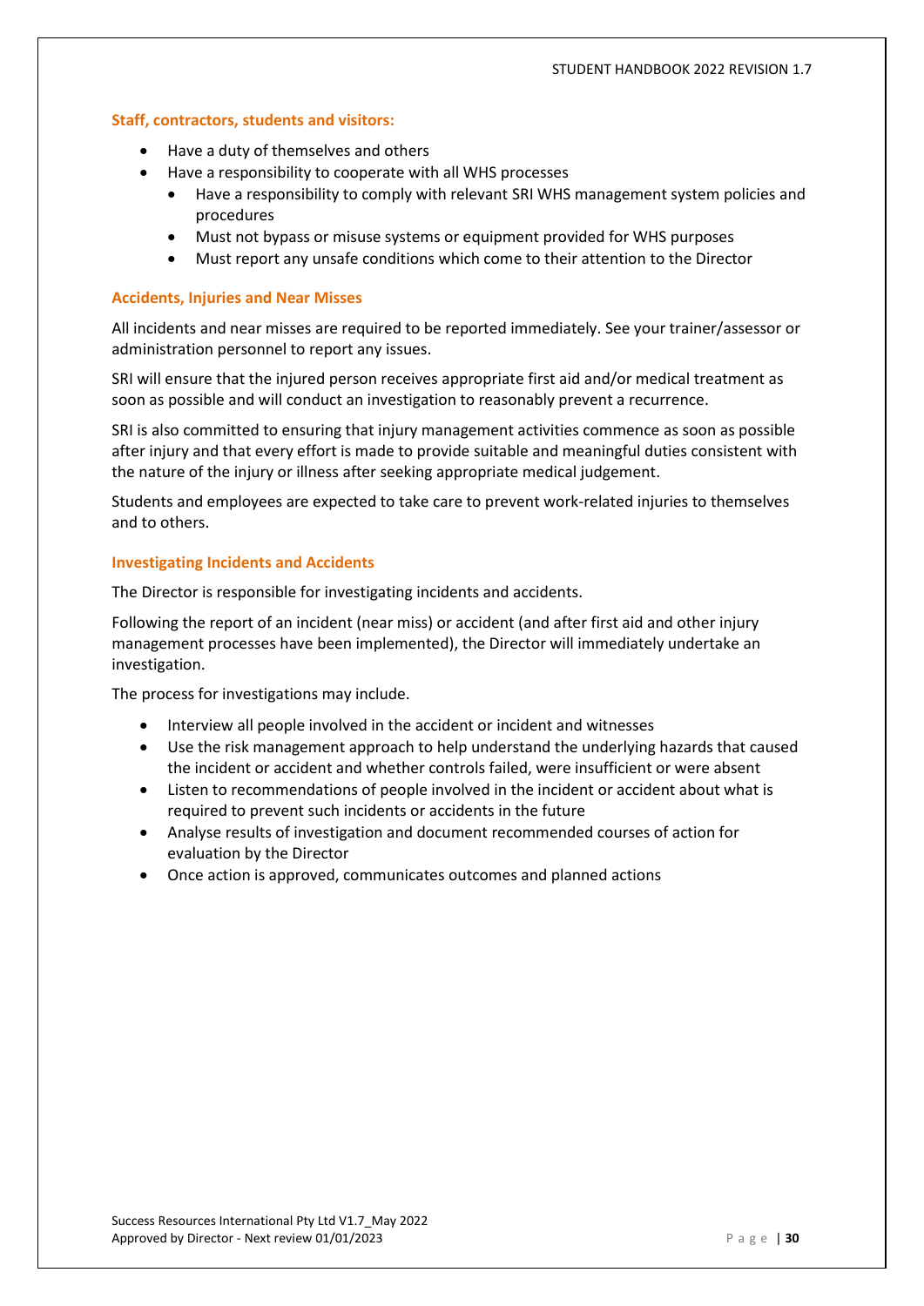### Staff, contractors, students and visitors:

- Have a duty of themselves and others
- Have a responsibility to cooperate with all WHS processes
  - Have a responsibility to comply with relevant SRI WHS management system policies and procedures
  - Must not bypass or misuse systems or equipment provided for WHS purposes
  - Must report any unsafe conditions which come to their attention to the Director

### Accidents, Injuries and Near Misses

All incidents and near misses are required to be reported immediately. See your trainer/assessor or administration personnel to report any issues.

SRI will ensure that the injured person receives appropriate first aid and/or medical treatment as soon as possible and will conduct an investigation to reasonably prevent a recurrence.

SRI is also committed to ensuring that injury management activities commence as soon as possible after injury and that every effort is made to provide suitable and meaningful duties consistent with the nature of the injury or illness after seeking appropriate medical judgement.

Students and employees are expected to take care to prevent work-related injuries to themselves and to others.

### Investigating Incidents and Accidents

The Director is responsible for investigating incidents and accidents.

Following the report of an incident (near miss) or accident (and after first aid and other injury management processes have been implemented), the Director will immediately undertake an investigation.

The process for investigations may include.

- Interview all people involved in the accident or incident and witnesses
- Use the risk management approach to help understand the underlying hazards that caused the incident or accident and whether controls failed, were insufficient or were absent
- Listen to recommendations of people involved in the incident or accident about what is required to prevent such incidents or accidents in the future
- Analyse results of investigation and document recommended courses of action for evaluation by the Director
- Once action is approved, communicates outcomes and planned actions